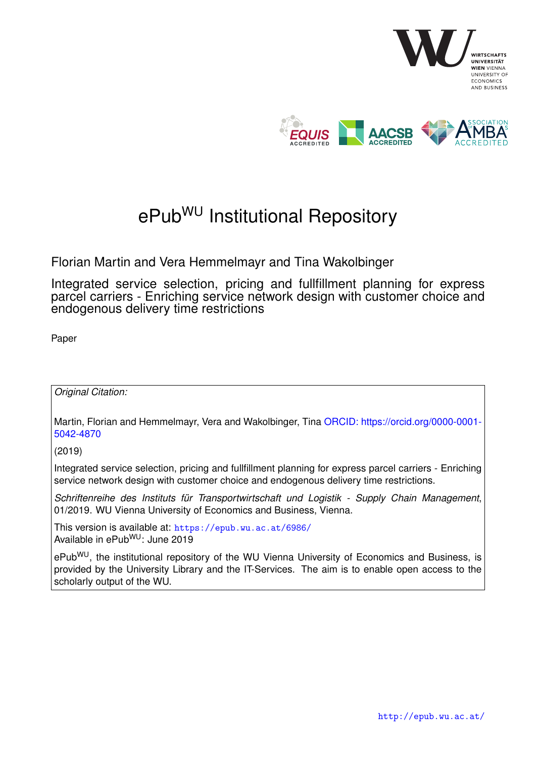# ePub$^{WU}$ Institutional Repository

Florian Martin and Vera Hemmelmayr and Tina Wakolbinger

Integrated service selection, pricing and fullfillment planning for express parcel carriers - Enriching service network design with customer choice and endogenous delivery time restrictions

Paper

*Original Citation:*

Martin, Florian and Hemmelmayr, Vera and Wakolbinger, Tina ORCID: https://orcid.org/0000-0001-5042-4870

(2019)

Integrated service selection, pricing and fullfillment planning for express parcel carriers - Enriching service network design with customer choice and endogenous delivery time restrictions.

*Schriftenreihe des Instituts für Transportwirtschaft und Logistik - Supply Chain Management*, 01/2019. WU Vienna University of Economics and Business, Vienna.

This version is available at: https://epub.wu.ac.at/6986/
Available in ePub$^{WU}$: June 2019

ePub$^{WU}$, the institutional repository of the WU Vienna University of Economics and Business, is provided by the University Library and the IT-Services. The aim is to enable open access to the scholarly output of the WU.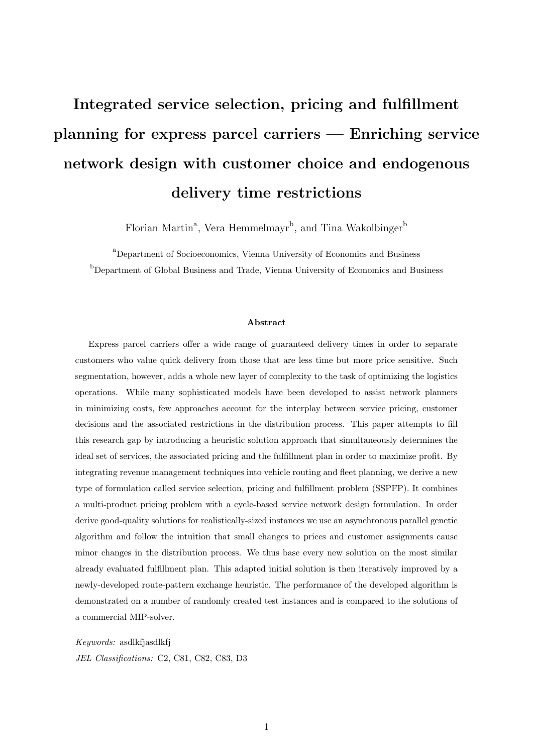# Integrated service selection, pricing and fulfillment planning for express parcel carriers — Enriching service network design with customer choice and endogenous delivery time restrictions

Florian Martin[a], Vera Hemmelmayr[b], and Tina Wakolbinger[b]

[a]Department of Socioeconomics, Vienna University of Economics and Business

[b]Department of Global Business and Trade, Vienna University of Economics and Business

### Abstract

Express parcel carriers offer a wide range of guaranteed delivery times in order to separate customers who value quick delivery from those that are less time but more price sensitive. Such segmentation, however, adds a whole new layer of complexity to the task of optimizing the logistics operations. While many sophisticated models have been developed to assist network planners in minimizing costs, few approaches account for the interplay between service pricing, customer decisions and the associated restrictions in the distribution process. This paper attempts to fill this research gap by introducing a heuristic solution approach that simultaneously determines the ideal set of services, the associated pricing and the fulfillment plan in order to maximize profit. By integrating revenue management techniques into vehicle routing and fleet planning, we derive a new type of formulation called service selection, pricing and fulfillment problem (SSPFP). It combines a multi-product pricing problem with a cycle-based service network design formulation. In order derive good-quality solutions for realistically-sized instances we use an asynchronous parallel genetic algorithm and follow the intuition that small changes to prices and customer assignments cause minor changes in the distribution process. We thus base every new solution on the most similar already evaluated fulfillment plan. This adapted initial solution is then iteratively improved by a newly-developed route-pattern exchange heuristic. The performance of the developed algorithm is demonstrated on a number of randomly created test instances and is compared to the solutions of a commercial MIP-solver.

*Keywords:* asdlkfjasdlkfj

*JEL Classifications:* C2, C81, C82, C83, D3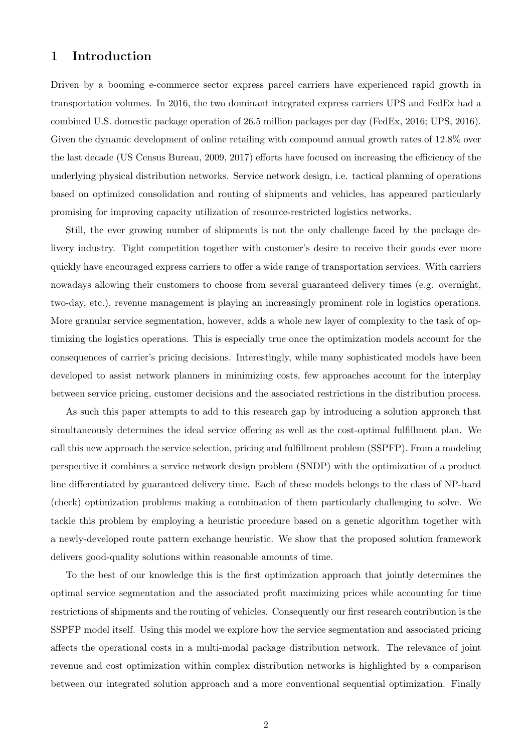## 1 Introduction

Driven by a booming e-commerce sector express parcel carriers have experienced rapid growth in transportation volumes. In 2016, the two dominant integrated express carriers UPS and FedEx had a combined U.S. domestic package operation of 26.5 million packages per day (FedEx, 2016; UPS, 2016). Given the dynamic development of online retailing with compound annual growth rates of 12.8% over the last decade (US Census Bureau, 2009, 2017) efforts have focused on increasing the efficiency of the underlying physical distribution networks. Service network design, i.e. tactical planning of operations based on optimized consolidation and routing of shipments and vehicles, has appeared particularly promising for improving capacity utilization of resource-restricted logistics networks.

Still, the ever growing number of shipments is not the only challenge faced by the package delivery industry. Tight competition together with customer's desire to receive their goods ever more quickly have encouraged express carriers to offer a wide range of transportation services. With carriers nowadays allowing their customers to choose from several guaranteed delivery times (e.g. overnight, two-day, etc.), revenue management is playing an increasingly prominent role in logistics operations. More granular service segmentation, however, adds a whole new layer of complexity to the task of optimizing the logistics operations. This is especially true once the optimization models account for the consequences of carrier's pricing decisions. Interestingly, while many sophisticated models have been developed to assist network planners in minimizing costs, few approaches account for the interplay between service pricing, customer decisions and the associated restrictions in the distribution process.

As such this paper attempts to add to this research gap by introducing a solution approach that simultaneously determines the ideal service offering as well as the cost-optimal fulfillment plan. We call this new approach the service selection, pricing and fulfillment problem (SSPFP). From a modeling perspective it combines a service network design problem (SNDP) with the optimization of a product line differentiated by guaranteed delivery time. Each of these models belongs to the class of NP-hard (check) optimization problems making a combination of them particularly challenging to solve. We tackle this problem by employing a heuristic procedure based on a genetic algorithm together with a newly-developed route pattern exchange heuristic. We show that the proposed solution framework delivers good-quality solutions within reasonable amounts of time.

To the best of our knowledge this is the first optimization approach that jointly determines the optimal service segmentation and the associated profit maximizing prices while accounting for time restrictions of shipments and the routing of vehicles. Consequently our first research contribution is the SSPFP model itself. Using this model we explore how the service segmentation and associated pricing affects the operational costs in a multi-modal package distribution network. The relevance of joint revenue and cost optimization within complex distribution networks is highlighted by a comparison between our integrated solution approach and a more conventional sequential optimization. Finally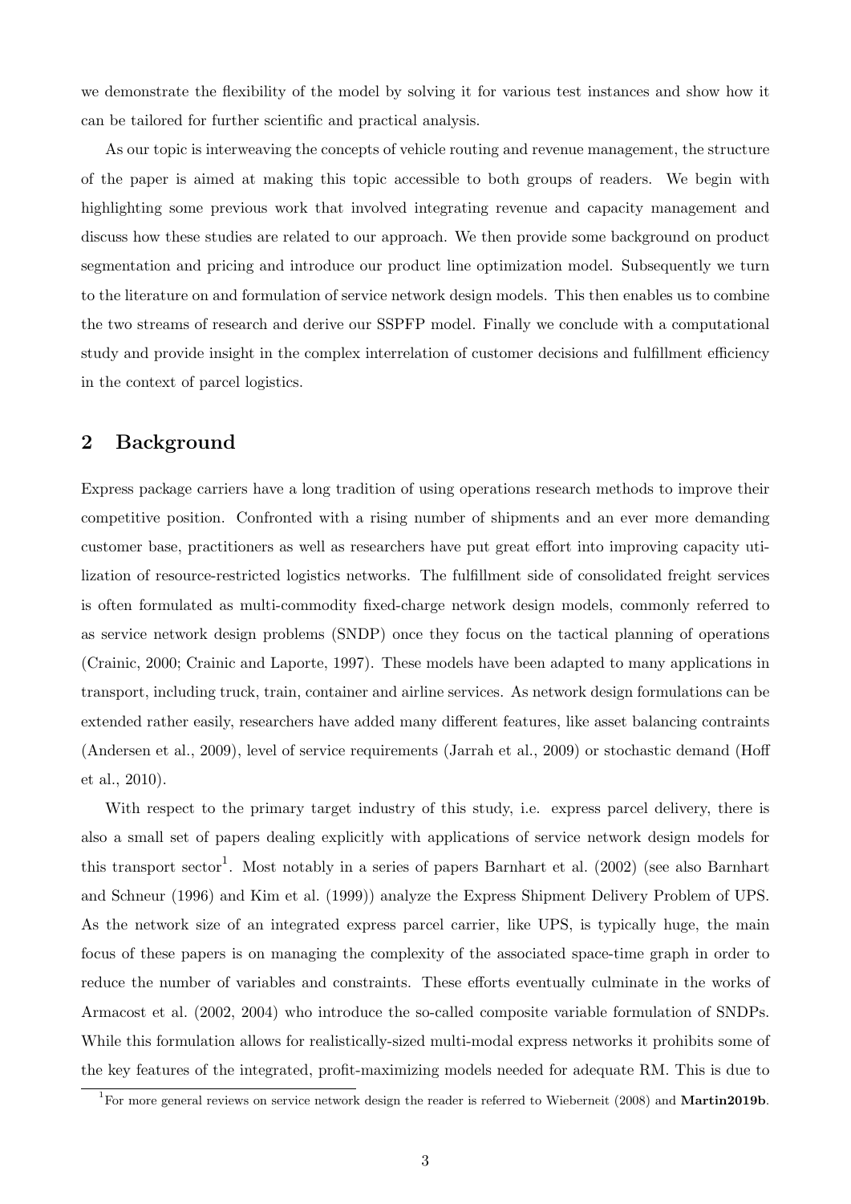we demonstrate the flexibility of the model by solving it for various test instances and show how it can be tailored for further scientific and practical analysis.

As our topic is interweaving the concepts of vehicle routing and revenue management, the structure of the paper is aimed at making this topic accessible to both groups of readers. We begin with highlighting some previous work that involved integrating revenue and capacity management and discuss how these studies are related to our approach. We then provide some background on product segmentation and pricing and introduce our product line optimization model. Subsequently we turn to the literature on and formulation of service network design models. This then enables us to combine the two streams of research and derive our SSPFP model. Finally we conclude with a computational study and provide insight in the complex interrelation of customer decisions and fulfillment efficiency in the context of parcel logistics.

## 2 Background

Express package carriers have a long tradition of using operations research methods to improve their competitive position. Confronted with a rising number of shipments and an ever more demanding customer base, practitioners as well as researchers have put great effort into improving capacity utilization of resource-restricted logistics networks. The fulfillment side of consolidated freight services is often formulated as multi-commodity fixed-charge network design models, commonly referred to as service network design problems (SNDP) once they focus on the tactical planning of operations (Crainic, 2000; Crainic and Laporte, 1997). These models have been adapted to many applications in transport, including truck, train, container and airline services. As network design formulations can be extended rather easily, researchers have added many different features, like asset balancing contraints (Andersen et al., 2009), level of service requirements (Jarrah et al., 2009) or stochastic demand (Hoff et al., 2010).

With respect to the primary target industry of this study, i.e. express parcel delivery, there is also a small set of papers dealing explicitly with applications of service network design models for this transport sector[1]. Most notably in a series of papers Barnhart et al. (2002) (see also Barnhart and Schneur (1996) and Kim et al. (1999)) analyze the Express Shipment Delivery Problem of UPS. As the network size of an integrated express parcel carrier, like UPS, is typically huge, the main focus of these papers is on managing the complexity of the associated space-time graph in order to reduce the number of variables and constraints. These efforts eventually culminate in the works of Armacost et al. (2002, 2004) who introduce the so-called composite variable formulation of SNDPs. While this formulation allows for realistically-sized multi-modal express networks it prohibits some of the key features of the integrated, profit-maximizing models needed for adequate RM. This is due to

[1] For more general reviews on service network design the reader is referred to Wieberneit (2008) and **Martin2019b**.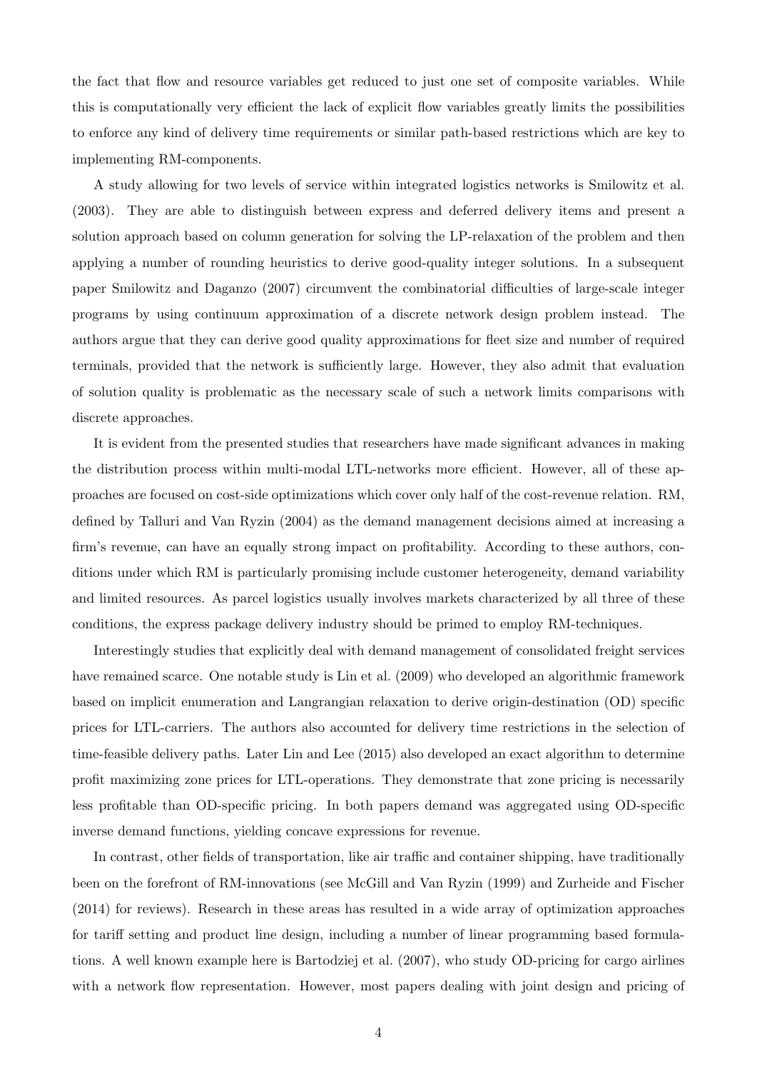the fact that flow and resource variables get reduced to just one set of composite variables. While this is computationally very efficient the lack of explicit flow variables greatly limits the possibilities to enforce any kind of delivery time requirements or similar path-based restrictions which are key to implementing RM-components.

A study allowing for two levels of service within integrated logistics networks is Smilowitz et al. (2003). They are able to distinguish between express and deferred delivery items and present a solution approach based on column generation for solving the LP-relaxation of the problem and then applying a number of rounding heuristics to derive good-quality integer solutions. In a subsequent paper Smilowitz and Daganzo (2007) circumvent the combinatorial difficulties of large-scale integer programs by using continuum approximation of a discrete network design problem instead. The authors argue that they can derive good quality approximations for fleet size and number of required terminals, provided that the network is sufficiently large. However, they also admit that evaluation of solution quality is problematic as the necessary scale of such a network limits comparisons with discrete approaches.

It is evident from the presented studies that researchers have made significant advances in making the distribution process within multi-modal LTL-networks more efficient. However, all of these approaches are focused on cost-side optimizations which cover only half of the cost-revenue relation. RM, defined by Talluri and Van Ryzin (2004) as the demand management decisions aimed at increasing a firm's revenue, can have an equally strong impact on profitability. According to these authors, conditions under which RM is particularly promising include customer heterogeneity, demand variability and limited resources. As parcel logistics usually involves markets characterized by all three of these conditions, the express package delivery industry should be primed to employ RM-techniques.

Interestingly studies that explicitly deal with demand management of consolidated freight services have remained scarce. One notable study is Lin et al. (2009) who developed an algorithmic framework based on implicit enumeration and Langrangian relaxation to derive origin-destination (OD) specific prices for LTL-carriers. The authors also accounted for delivery time restrictions in the selection of time-feasible delivery paths. Later Lin and Lee (2015) also developed an exact algorithm to determine profit maximizing zone prices for LTL-operations. They demonstrate that zone pricing is necessarily less profitable than OD-specific pricing. In both papers demand was aggregated using OD-specific inverse demand functions, yielding concave expressions for revenue.

In contrast, other fields of transportation, like air traffic and container shipping, have traditionally been on the forefront of RM-innovations (see McGill and Van Ryzin (1999) and Zurheide and Fischer (2014) for reviews). Research in these areas has resulted in a wide array of optimization approaches for tariff setting and product line design, including a number of linear programming based formulations. A well known example here is Bartodziej et al. (2007), who study OD-pricing for cargo airlines with a network flow representation. However, most papers dealing with joint design and pricing of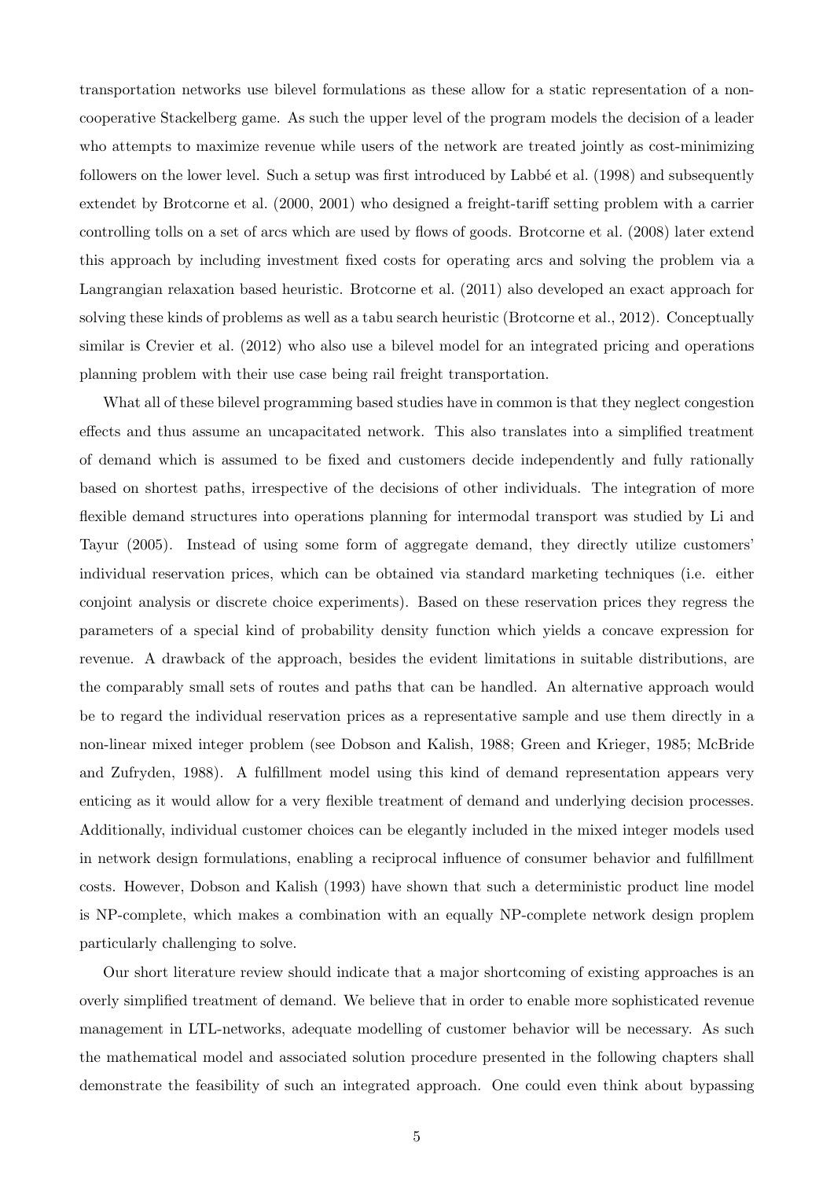transportation networks use bilevel formulations as these allow for a static representation of a non-cooperative Stackelberg game. As such the upper level of the program models the decision of a leader who attempts to maximize revenue while users of the network are treated jointly as cost-minimizing followers on the lower level. Such a setup was first introduced by Labbé et al. (1998) and subsequently extendet by Brotcorne et al. (2000, 2001) who designed a freight-tariff setting problem with a carrier controlling tolls on a set of arcs which are used by flows of goods. Brotcorne et al. (2008) later extend this approach by including investment fixed costs for operating arcs and solving the problem via a Langrangian relaxation based heuristic. Brotcorne et al. (2011) also developed an exact approach for solving these kinds of problems as well as a tabu search heuristic (Brotcorne et al., 2012). Conceptually similar is Crevier et al. (2012) who also use a bilevel model for an integrated pricing and operations planning problem with their use case being rail freight transportation.

What all of these bilevel programming based studies have in common is that they neglect congestion effects and thus assume an uncapacitated network. This also translates into a simplified treatment of demand which is assumed to be fixed and customers decide independently and fully rationally based on shortest paths, irrespective of the decisions of other individuals. The integration of more flexible demand structures into operations planning for intermodal transport was studied by Li and Tayur (2005). Instead of using some form of aggregate demand, they directly utilize customers' individual reservation prices, which can be obtained via standard marketing techniques (i.e. either conjoint analysis or discrete choice experiments). Based on these reservation prices they regress the parameters of a special kind of probability density function which yields a concave expression for revenue. A drawback of the approach, besides the evident limitations in suitable distributions, are the comparably small sets of routes and paths that can be handled. An alternative approach would be to regard the individual reservation prices as a representative sample and use them directly in a non-linear mixed integer problem (see Dobson and Kalish, 1988; Green and Krieger, 1985; McBride and Zufryden, 1988). A fulfillment model using this kind of demand representation appears very enticing as it would allow for a very flexible treatment of demand and underlying decision processes. Additionally, individual customer choices can be elegantly included in the mixed integer models used in network design formulations, enabling a reciprocal influence of consumer behavior and fulfillment costs. However, Dobson and Kalish (1993) have shown that such a deterministic product line model is NP-complete, which makes a combination with an equally NP-complete network design proplem particularly challenging to solve.

Our short literature review should indicate that a major shortcoming of existing approaches is an overly simplified treatment of demand. We believe that in order to enable more sophisticated revenue management in LTL-networks, adequate modelling of customer behavior will be necessary. As such the mathematical model and associated solution procedure presented in the following chapters shall demonstrate the feasibility of such an integrated approach. One could even think about bypassing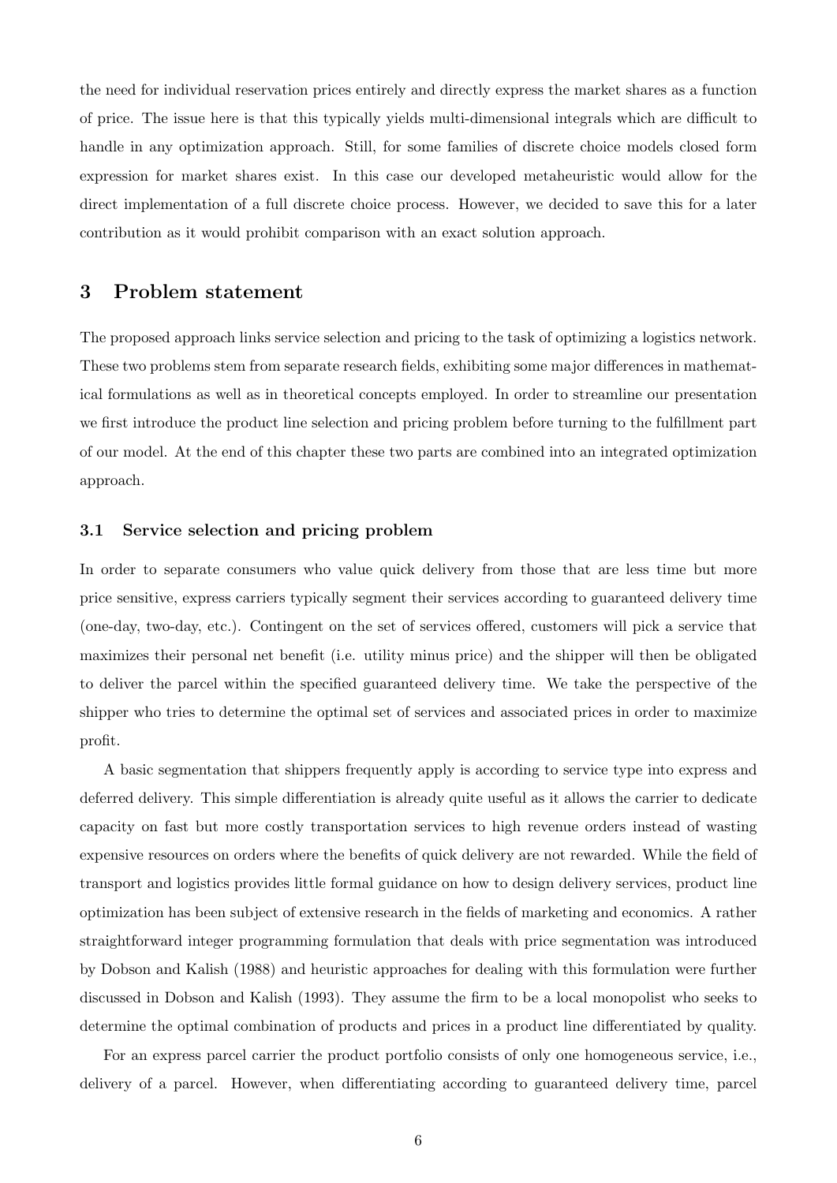the need for individual reservation prices entirely and directly express the market shares as a function of price. The issue here is that this typically yields multi-dimensional integrals which are difficult to handle in any optimization approach. Still, for some families of discrete choice models closed form expression for market shares exist. In this case our developed metaheuristic would allow for the direct implementation of a full discrete choice process. However, we decided to save this for a later contribution as it would prohibit comparison with an exact solution approach.

## 3 Problem statement

The proposed approach links service selection and pricing to the task of optimizing a logistics network. These two problems stem from separate research fields, exhibiting some major differences in mathematical formulations as well as in theoretical concepts employed. In order to streamline our presentation we first introduce the product line selection and pricing problem before turning to the fulfillment part of our model. At the end of this chapter these two parts are combined into an integrated optimization approach.

### 3.1 Service selection and pricing problem

In order to separate consumers who value quick delivery from those that are less time but more price sensitive, express carriers typically segment their services according to guaranteed delivery time (one-day, two-day, etc.). Contingent on the set of services offered, customers will pick a service that maximizes their personal net benefit (i.e. utility minus price) and the shipper will then be obligated to deliver the parcel within the specified guaranteed delivery time. We take the perspective of the shipper who tries to determine the optimal set of services and associated prices in order to maximize profit.

A basic segmentation that shippers frequently apply is according to service type into express and deferred delivery. This simple differentiation is already quite useful as it allows the carrier to dedicate capacity on fast but more costly transportation services to high revenue orders instead of wasting expensive resources on orders where the benefits of quick delivery are not rewarded. While the field of transport and logistics provides little formal guidance on how to design delivery services, product line optimization has been subject of extensive research in the fields of marketing and economics. A rather straightforward integer programming formulation that deals with price segmentation was introduced by Dobson and Kalish (1988) and heuristic approaches for dealing with this formulation were further discussed in Dobson and Kalish (1993). They assume the firm to be a local monopolist who seeks to determine the optimal combination of products and prices in a product line differentiated by quality.

For an express parcel carrier the product portfolio consists of only one homogeneous service, i.e., delivery of a parcel. However, when differentiating according to guaranteed delivery time, parcel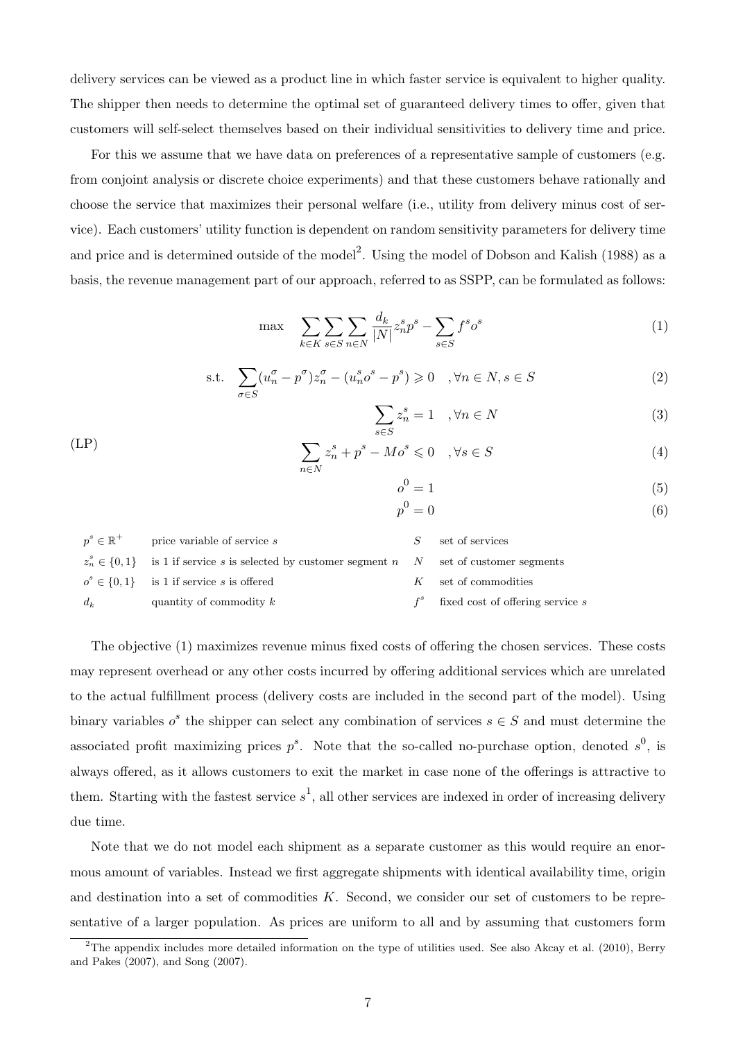delivery services can be viewed as a product line in which faster service is equivalent to higher quality. The shipper then needs to determine the optimal set of guaranteed delivery times to offer, given that customers will self-select themselves based on their individual sensitivities to delivery time and price.

For this we assume that we have data on preferences of a representative sample of customers (e.g. from conjoint analysis or discrete choice experiments) and that these customers behave rationally and choose the service that maximizes their personal welfare (i.e., utility from delivery minus cost of service). Each customers' utility function is dependent on random sensitivity parameters for delivery time and price and is determined outside of the model[2]. Using the model of Dobson and Kalish (1988) as a basis, the revenue management part of our approach, referred to as SSPP, can be formulated as follows:

$$
\text{(LP)} \quad
\begin{aligned}
\max \quad & \sum_{k \in K} \sum_{s \in S} \sum_{n \in N} \frac{d_k}{|N|} z_n^s p^s - \sum_{s \in S} f^s o^s && (1) \\
\text{s.t.} \quad & \sum_{\sigma \in S} (u_n^\sigma - p^\sigma) z_n^\sigma - (u_n^s o^s - p^s) \geqslant 0 \quad , \forall n \in N, s \in S && (2) \\
& \sum_{s \in S} z_n^s = 1 \quad , \forall n \in N && (3) \\
& \sum_{n \in N} z_n^s + p^s - M o^s \leqslant 0 \quad , \forall s \in S && (4) \\
& o^0 = 1 && (5) \\
& p^0 = 0 && (6)
\end{aligned}
$$

| | | | |
|---|---|---|---|
| $p^s \in \mathbb{R}^+$ | price variable of service $s$ | $S$ | set of services |
| $z_n^s \in \{0,1\}$ | is 1 if service $s$ is selected by customer segment $n$ | $N$ | set of customer segments |
| $o^s \in \{0,1\}$ | is 1 if service $s$ is offered | $K$ | set of commodities |
| $d_k$ | quantity of commodity $k$ | $f^s$ | fixed cost of offering service $s$ |

The objective (1) maximizes revenue minus fixed costs of offering the chosen services. These costs may represent overhead or any other costs incurred by offering additional services which are unrelated to the actual fulfillment process (delivery costs are included in the second part of the model). Using binary variables $o^s$ the shipper can select any combination of services $s \in S$ and must determine the associated profit maximizing prices $p^s$. Note that the so-called no-purchase option, denoted $s^0$, is always offered, as it allows customers to exit the market in case none of the offerings is attractive to them. Starting with the fastest service $s^1$, all other services are indexed in order of increasing delivery due time.

Note that we do not model each shipment as a separate customer as this would require an enormous amount of variables. Instead we first aggregate shipments with identical availability time, origin and destination into a set of commodities $K$. Second, we consider our set of customers to be representative of a larger population. As prices are uniform to all and by assuming that customers form

[2]The appendix includes more detailed information on the type of utilities used. See also Akcay et al. (2010), Berry and Pakes (2007), and Song (2007).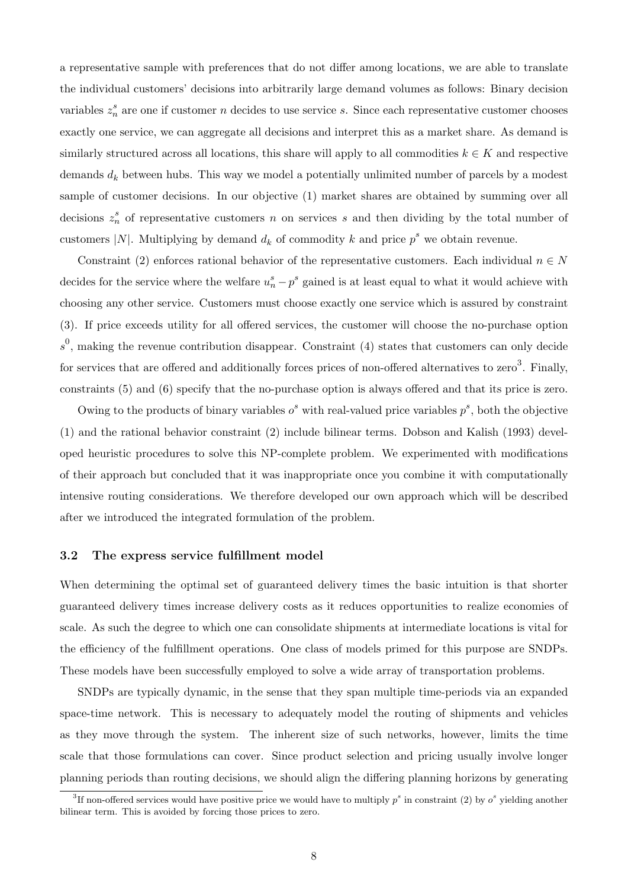a representative sample with preferences that do not differ among locations, we are able to translate the individual customers' decisions into arbitrarily large demand volumes as follows: Binary decision variables $z_n^s$ are one if customer $n$ decides to use service $s$. Since each representative customer chooses exactly one service, we can aggregate all decisions and interpret this as a market share. As demand is similarly structured across all locations, this share will apply to all commodities $k \in K$ and respective demands $d_k$ between hubs. This way we model a potentially unlimited number of parcels by a modest sample of customer decisions. In our objective (1) market shares are obtained by summing over all decisions $z_n^s$ of representative customers $n$ on services $s$ and then dividing by the total number of customers $|N|$. Multiplying by demand $d_k$ of commodity $k$ and price $p^s$ we obtain revenue.

Constraint (2) enforces rational behavior of the representative customers. Each individual $n \in N$ decides for the service where the welfare $u_n^s - p^s$ gained is at least equal to what it would achieve with choosing any other service. Customers must choose exactly one service which is assured by constraint (3). If price exceeds utility for all offered services, the customer will choose the no-purchase option $s^0$, making the revenue contribution disappear. Constraint (4) states that customers can only decide for services that are offered and additionally forces prices of non-offered alternatives to zero[3]. Finally, constraints (5) and (6) specify that the no-purchase option is always offered and that its price is zero.

Owing to the products of binary variables $o^s$ with real-valued price variables $p^s$, both the objective (1) and the rational behavior constraint (2) include bilinear terms. Dobson and Kalish (1993) developed heuristic procedures to solve this NP-complete problem. We experimented with modifications of their approach but concluded that it was inappropriate once you combine it with computationally intensive routing considerations. We therefore developed our own approach which will be described after we introduced the integrated formulation of the problem.

### 3.2 The express service fulfillment model

When determining the optimal set of guaranteed delivery times the basic intuition is that shorter guaranteed delivery times increase delivery costs as it reduces opportunities to realize economies of scale. As such the degree to which one can consolidate shipments at intermediate locations is vital for the efficiency of the fulfillment operations. One class of models primed for this purpose are SNDPs. These models have been successfully employed to solve a wide array of transportation problems.

SNDPs are typically dynamic, in the sense that they span multiple time-periods via an expanded space-time network. This is necessary to adequately model the routing of shipments and vehicles as they move through the system. The inherent size of such networks, however, limits the time scale that those formulations can cover. Since product selection and pricing usually involve longer planning periods than routing decisions, we should align the differing planning horizons by generating

[3] If non-offered services would have positive price we would have to multiply $p^s$ in constraint (2) by $o^s$ yielding another bilinear term. This is avoided by forcing those prices to zero.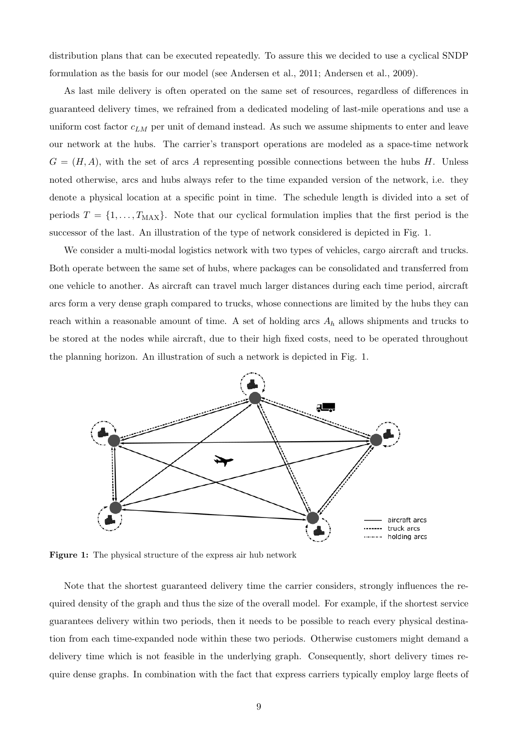distribution plans that can be executed repeatedly. To assure this we decided to use a cyclical SNDP formulation as the basis for our model (see Andersen et al., 2011; Andersen et al., 2009).

As last mile delivery is often operated on the same set of resources, regardless of differences in guaranteed delivery times, we refrained from a dedicated modeling of last-mile operations and use a uniform cost factor $c_{LM}$ per unit of demand instead. As such we assume shipments to enter and leave our network at the hubs. The carrier's transport operations are modeled as a space-time network $G = (H, A)$, with the set of arcs $A$ representing possible connections between the hubs $H$. Unless noted otherwise, arcs and hubs always refer to the time expanded version of the network, i.e. they denote a physical location at a specific point in time. The schedule length is divided into a set of periods $T = \{1, \ldots, T_{\text{MAX}}\}$. Note that our cyclical formulation implies that the first period is the successor of the last. An illustration of the type of network considered is depicted in Fig. 1.

We consider a multi-modal logistics network with two types of vehicles, cargo aircraft and trucks. Both operate between the same set of hubs, where packages can be consolidated and transferred from one vehicle to another. As aircraft can travel much larger distances during each time period, aircraft arcs form a very dense graph compared to trucks, whose connections are limited by the hubs they can reach within a reasonable amount of time. A set of holding arcs $A_h$ allows shipments and trucks to be stored at the nodes while aircraft, due to their high fixed costs, need to be operated throughout the planning horizon. An illustration of such a network is depicted in Fig. 1.

**Figure 1:** The physical structure of the express air hub network

Note that the shortest guaranteed delivery time the carrier considers, strongly influences the required density of the graph and thus the size of the overall model. For example, if the shortest service guarantees delivery within two periods, then it needs to be possible to reach every physical destination from each time-expanded node within these two periods. Otherwise customers might demand a delivery time which is not feasible in the underlying graph. Consequently, short delivery times require dense graphs. In combination with the fact that express carriers typically employ large fleets of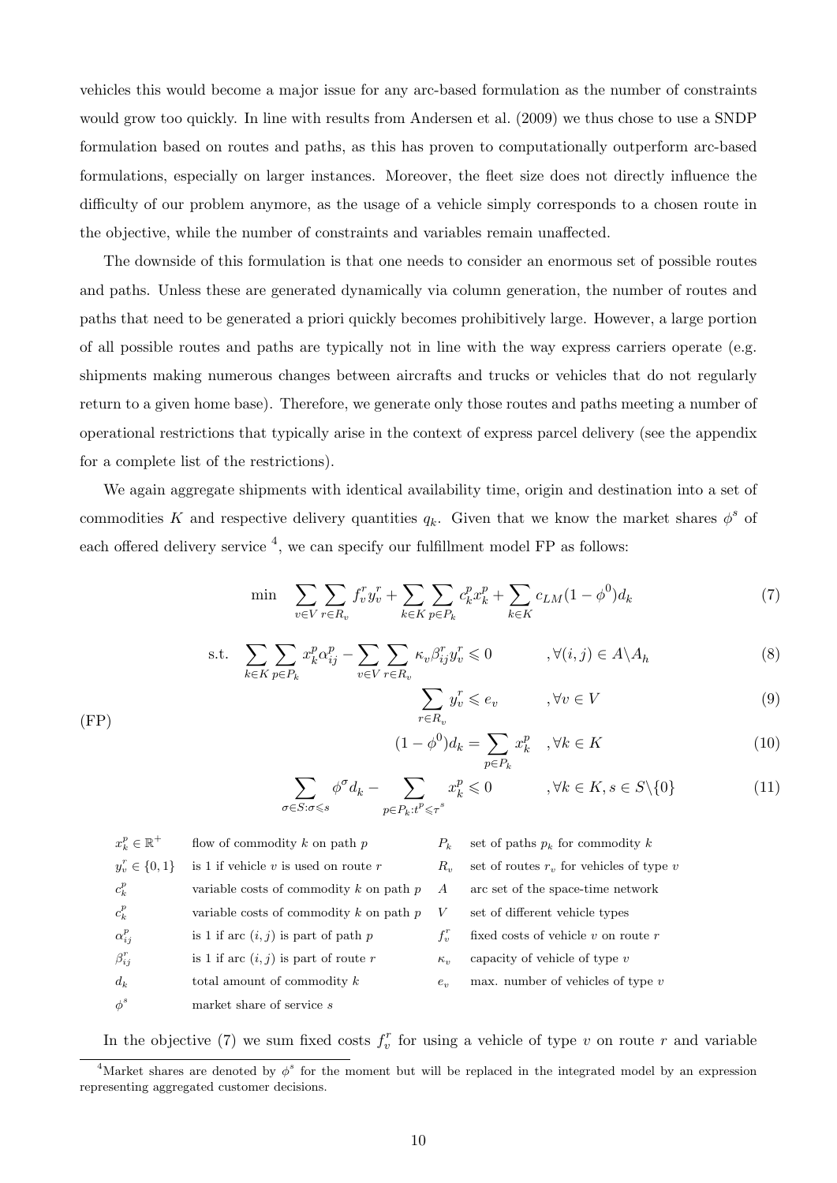vehicles this would become a major issue for any arc-based formulation as the number of constraints would grow too quickly. In line with results from Andersen et al. (2009) we thus chose to use a SNDP formulation based on routes and paths, as this has proven to computationally outperform arc-based formulations, especially on larger instances. Moreover, the fleet size does not directly influence the difficulty of our problem anymore, as the usage of a vehicle simply corresponds to a chosen route in the objective, while the number of constraints and variables remain unaffected.

The downside of this formulation is that one needs to consider an enormous set of possible routes and paths. Unless these are generated dynamically via column generation, the number of routes and paths that need to be generated a priori quickly becomes prohibitively large. However, a large portion of all possible routes and paths are typically not in line with the way express carriers operate (e.g. shipments making numerous changes between aircrafts and trucks or vehicles that do not regularly return to a given home base). Therefore, we generate only those routes and paths meeting a number of operational restrictions that typically arise in the context of express parcel delivery (see the appendix for a complete list of the restrictions).

We again aggregate shipments with identical availability time, origin and destination into a set of commodities $K$ and respective delivery quantities $q_k$. Given that we know the market shares $\phi^s$ of each offered delivery service [4], we can specify our fulfillment model FP as follows:

(FP)

$$\min \quad \sum_{v \in V} \sum_{r \in R_v} f_v^r y_v^r + \sum_{k \in K} \sum_{p \in P_k} c_k^p x_k^p + \sum_{k \in K} c_{LM}(1 - \phi^0) d_k \tag{7}$$

$$\text{s.t.} \quad \sum_{k \in K} \sum_{p \in P_k} x_k^p \alpha_{ij}^p - \sum_{v \in V} \sum_{r \in R_v} \kappa_v \beta_{ij}^r y_v^r \leqslant 0 \qquad , \forall (i,j) \in A \backslash A_h \tag{8}$$

$$\sum_{r \in R_v} y_v^r \leqslant e_v \qquad , \forall v \in V \tag{9}$$

$$(1 - \phi^0) d_k = \sum_{p \in P_k} x_k^p \quad , \forall k \in K \tag{10}$$

$$\sum_{\sigma \in S : \sigma \leqslant s} \phi^\sigma d_k - \sum_{p \in P_k : t^p \leqslant \tau^s} x_k^p \leqslant 0 \qquad , \forall k \in K, s \in S \backslash \{0\} \tag{11}$$

| | | | |
|---|---|---|---|
| $x_k^p \in \mathbb{R}^+$ | flow of commodity $k$ on path $p$ | $P_k$ | set of paths $p_k$ for commodity $k$ |
| $y_v^r \in \{0,1\}$ | is 1 if vehicle $v$ is used on route $r$ | $R_v$ | set of routes $r_v$ for vehicles of type $v$ |
| $c_k^p$ | variable costs of commodity $k$ on path $p$ | $A$ | arc set of the space-time network |
| $c_k^p$ | variable costs of commodity $k$ on path $p$ | $V$ | set of different vehicle types |
| $\alpha_{ij}^p$ | is 1 if arc $(i,j)$ is part of path $p$ | $f_v^r$ | fixed costs of vehicle $v$ on route $r$ |
| $\beta_{ij}^r$ | is 1 if arc $(i,j)$ is part of route $r$ | $\kappa_v$ | capacity of vehicle of type $v$ |
| $d_k$ | total amount of commodity $k$ | $e_v$ | max. number of vehicles of type $v$ |
| $\phi^s$ | market share of service $s$ | | |

In the objective (7) we sum fixed costs $f_v^r$ for using a vehicle of type $v$ on route $r$ and variable

[4] Market shares are denoted by $\phi^s$ for the moment but will be replaced in the integrated model by an expression representing aggregated customer decisions.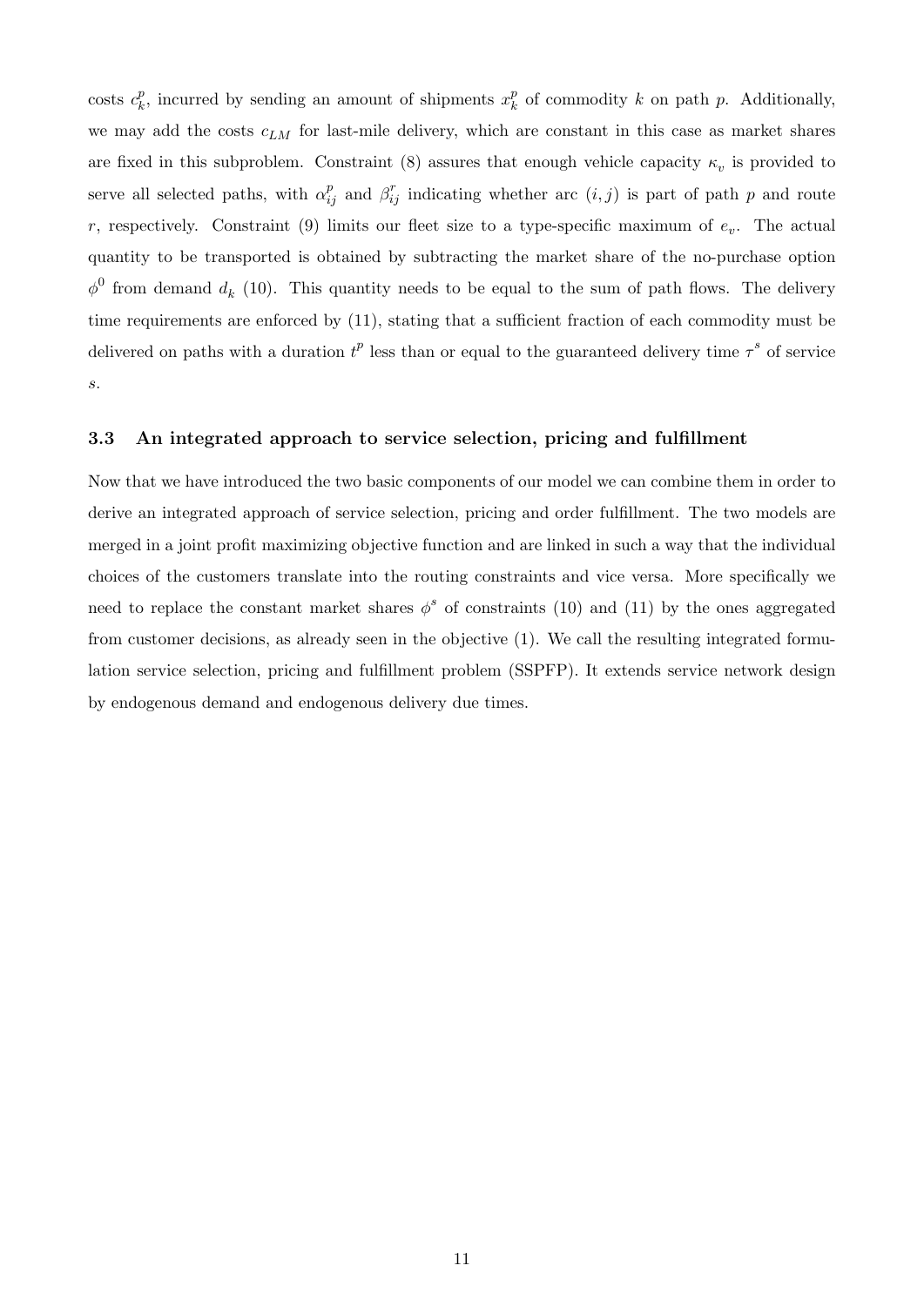costs $c_k^p$, incurred by sending an amount of shipments $x_k^p$ of commodity $k$ on path $p$. Additionally, we may add the costs $c_{LM}$ for last-mile delivery, which are constant in this case as market shares are fixed in this subproblem. Constraint (8) assures that enough vehicle capacity $\kappa_v$ is provided to serve all selected paths, with $\alpha_{ij}^p$ and $\beta_{ij}^r$ indicating whether arc $(i,j)$ is part of path $p$ and route $r$, respectively. Constraint (9) limits our fleet size to a type-specific maximum of $e_v$. The actual quantity to be transported is obtained by subtracting the market share of the no-purchase option $\phi^0$ from demand $d_k$ (10). This quantity needs to be equal to the sum of path flows. The delivery time requirements are enforced by (11), stating that a sufficient fraction of each commodity must be delivered on paths with a duration $t^p$ less than or equal to the guaranteed delivery time $\tau^s$ of service $s$.

### 3.3 An integrated approach to service selection, pricing and fulfillment

Now that we have introduced the two basic components of our model we can combine them in order to derive an integrated approach of service selection, pricing and order fulfillment. The two models are merged in a joint profit maximizing objective function and are linked in such a way that the individual choices of the customers translate into the routing constraints and vice versa. More specifically we need to replace the constant market shares $\phi^s$ of constraints (10) and (11) by the ones aggregated from customer decisions, as already seen in the objective (1). We call the resulting integrated formulation service selection, pricing and fulfillment problem (SSPFP). It extends service network design by endogenous demand and endogenous delivery due times.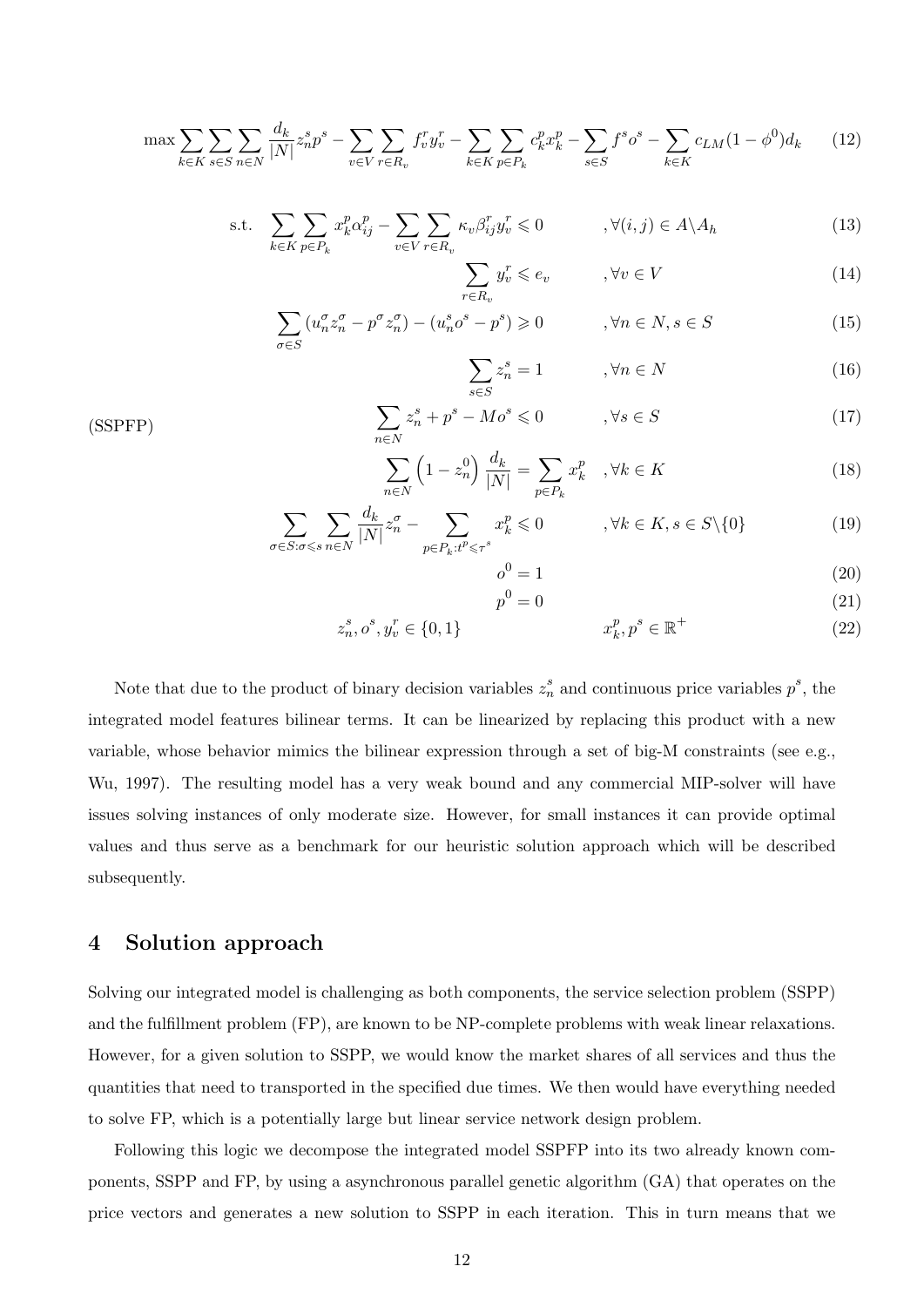$$\max \sum_{k\in K}\sum_{s\in S}\sum_{n\in N}\frac{d_k}{|N|}z_n^s p^s - \sum_{v\in V}\sum_{r\in R_v} f_v^r y_v^r - \sum_{k\in K}\sum_{p\in P_k} c_k^p x_k^p - \sum_{s\in S} f^s o^s - \sum_{k\in K} c_{LM}(1-\phi^0)d_k \tag{12}$$

(SSPFP)

$$\text{s.t.} \quad \sum_{k\in K}\sum_{p\in P_k} x_k^p \alpha_{ij}^p - \sum_{v\in V}\sum_{r\in R_v}\kappa_v \beta_{ij}^r y_v^r \leqslant 0 \qquad ,\forall (i,j)\in A\backslash A_h \tag{13}$$

$$\sum_{r\in R_v} y_v^r \leqslant e_v \qquad ,\forall v\in V \tag{14}$$

$$\sum_{\sigma\in S}(u_n^\sigma z_n^\sigma - p^\sigma z_n^\sigma) - (u_n^s o^s - p^s) \geqslant 0 \qquad ,\forall n\in N, s\in S \tag{15}$$

$$\sum_{s\in S} z_n^s = 1 \qquad ,\forall n\in N \tag{16}$$

$$\sum_{n\in N} z_n^s + p^s - M o^s \leqslant 0 \qquad ,\forall s\in S \tag{17}$$

$$\sum_{n\in N}\left(1-z_n^0\right)\frac{d_k}{|N|} = \sum_{p\in P_k} x_k^p \quad ,\forall k\in K \tag{18}$$

$$\sum_{\sigma\in S:\sigma\leqslant s}\sum_{n\in N}\frac{d_k}{|N|}z_n^\sigma - \sum_{p\in P_k:t^p\leqslant\tau^s} x_k^p \leqslant 0 \qquad ,\forall k\in K, s\in S\backslash\{0\} \tag{19}$$

$$o^0 = 1 \tag{20}$$

$$p^0 = 0 \tag{21}$$

$$z_n^s, o^s, y_v^r \in \{0,1\} \qquad x_k^p, p^s \in \mathbb{R}^+ \tag{22}$$

Note that due to the product of binary decision variables $z_n^s$ and continuous price variables $p^s$, the integrated model features bilinear terms. It can be linearized by replacing this product with a new variable, whose behavior mimics the bilinear expression through a set of big-M constraints (see e.g., Wu, 1997). The resulting model has a very weak bound and any commercial MIP-solver will have issues solving instances of only moderate size. However, for small instances it can provide optimal values and thus serve as a benchmark for our heuristic solution approach which will be described subsequently.

## 4 Solution approach

Solving our integrated model is challenging as both components, the service selection problem (SSPP) and the fulfillment problem (FP), are known to be NP-complete problems with weak linear relaxations. However, for a given solution to SSPP, we would know the market shares of all services and thus the quantities that need to transported in the specified due times. We then would have everything needed to solve FP, which is a potentially large but linear service network design problem.

Following this logic we decompose the integrated model SSPFP into its two already known components, SSPP and FP, by using a asynchronous parallel genetic algorithm (GA) that operates on the price vectors and generates a new solution to SSPP in each iteration. This in turn means that we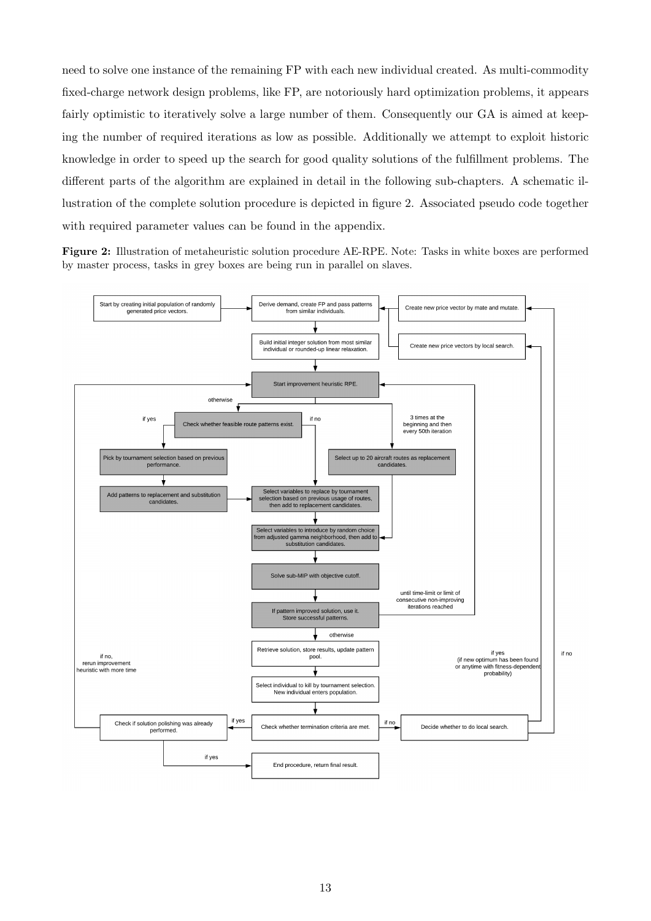need to solve one instance of the remaining FP with each new individual created. As multi-commodity fixed-charge network design problems, like FP, are notoriously hard optimization problems, it appears fairly optimistic to iteratively solve a large number of them. Consequently our GA is aimed at keeping the number of required iterations as low as possible. Additionally we attempt to exploit historic knowledge in order to speed up the search for good quality solutions of the fulfillment problems. The different parts of the algorithm are explained in detail in the following sub-chapters. A schematic illustration of the complete solution procedure is depicted in figure 2. Associated pseudo code together with required parameter values can be found in the appendix.

**Figure 2:** Illustration of metaheuristic solution procedure AE-RPE. Note: Tasks in white boxes are performed by master process, tasks in grey boxes are being run in parallel on slaves.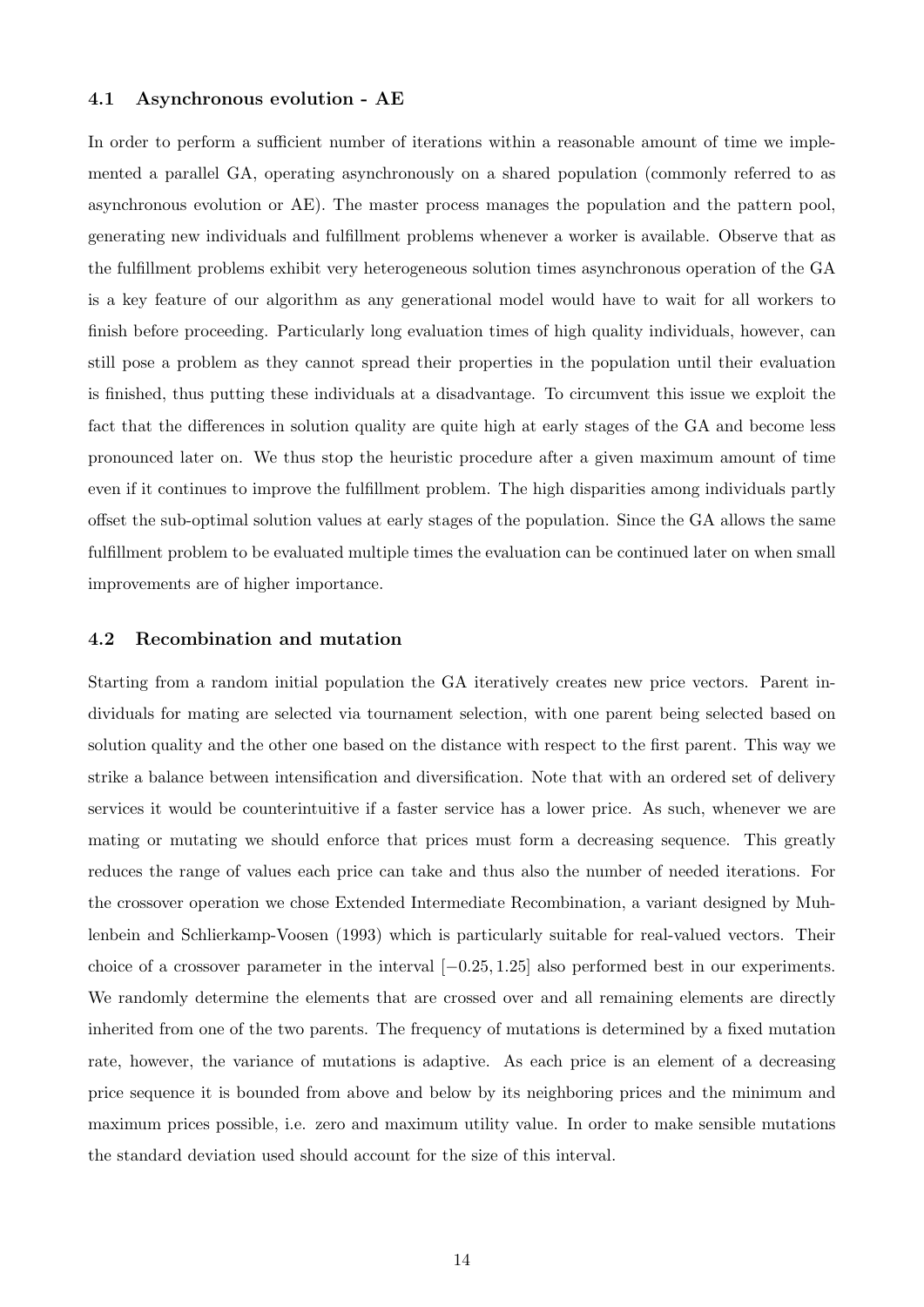### 4.1 Asynchronous evolution - AE

In order to perform a sufficient number of iterations within a reasonable amount of time we implemented a parallel GA, operating asynchronously on a shared population (commonly referred to as asynchronous evolution or AE). The master process manages the population and the pattern pool, generating new individuals and fulfillment problems whenever a worker is available. Observe that as the fulfillment problems exhibit very heterogeneous solution times asynchronous operation of the GA is a key feature of our algorithm as any generational model would have to wait for all workers to finish before proceeding. Particularly long evaluation times of high quality individuals, however, can still pose a problem as they cannot spread their properties in the population until their evaluation is finished, thus putting these individuals at a disadvantage. To circumvent this issue we exploit the fact that the differences in solution quality are quite high at early stages of the GA and become less pronounced later on. We thus stop the heuristic procedure after a given maximum amount of time even if it continues to improve the fulfillment problem. The high disparities among individuals partly offset the sub-optimal solution values at early stages of the population. Since the GA allows the same fulfillment problem to be evaluated multiple times the evaluation can be continued later on when small improvements are of higher importance.

### 4.2 Recombination and mutation

Starting from a random initial population the GA iteratively creates new price vectors. Parent individuals for mating are selected via tournament selection, with one parent being selected based on solution quality and the other one based on the distance with respect to the first parent. This way we strike a balance between intensification and diversification. Note that with an ordered set of delivery services it would be counterintuitive if a faster service has a lower price. As such, whenever we are mating or mutating we should enforce that prices must form a decreasing sequence. This greatly reduces the range of values each price can take and thus also the number of needed iterations. For the crossover operation we chose Extended Intermediate Recombination, a variant designed by Muhlenbein and Schlierkamp-Voosen (1993) which is particularly suitable for real-valued vectors. Their choice of a crossover parameter in the interval $[-0.25, 1.25]$ also performed best in our experiments. We randomly determine the elements that are crossed over and all remaining elements are directly inherited from one of the two parents. The frequency of mutations is determined by a fixed mutation rate, however, the variance of mutations is adaptive. As each price is an element of a decreasing price sequence it is bounded from above and below by its neighboring prices and the minimum and maximum prices possible, i.e. zero and maximum utility value. In order to make sensible mutations the standard deviation used should account for the size of this interval.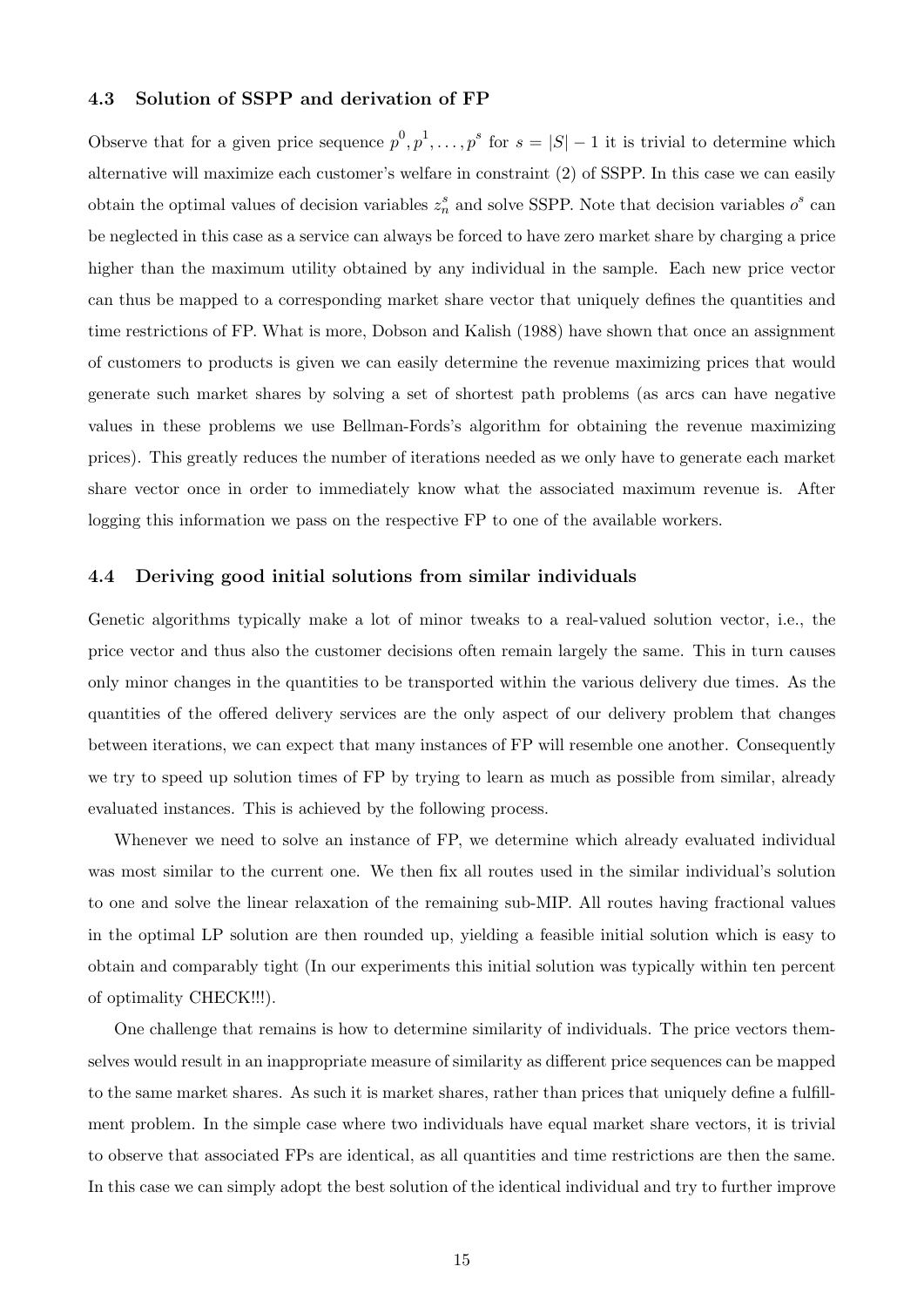### 4.3 Solution of SSPP and derivation of FP

Observe that for a given price sequence $p^0, p^1, \ldots, p^s$ for $s = |S| - 1$ it is trivial to determine which alternative will maximize each customer's welfare in constraint (2) of SSPP. In this case we can easily obtain the optimal values of decision variables $z_n^s$ and solve SSPP. Note that decision variables $o^s$ can be neglected in this case as a service can always be forced to have zero market share by charging a price higher than the maximum utility obtained by any individual in the sample. Each new price vector can thus be mapped to a corresponding market share vector that uniquely defines the quantities and time restrictions of FP. What is more, Dobson and Kalish (1988) have shown that once an assignment of customers to products is given we can easily determine the revenue maximizing prices that would generate such market shares by solving a set of shortest path problems (as arcs can have negative values in these problems we use Bellman-Fords's algorithm for obtaining the revenue maximizing prices). This greatly reduces the number of iterations needed as we only have to generate each market share vector once in order to immediately know what the associated maximum revenue is. After logging this information we pass on the respective FP to one of the available workers.

### 4.4 Deriving good initial solutions from similar individuals

Genetic algorithms typically make a lot of minor tweaks to a real-valued solution vector, i.e., the price vector and thus also the customer decisions often remain largely the same. This in turn causes only minor changes in the quantities to be transported within the various delivery due times. As the quantities of the offered delivery services are the only aspect of our delivery problem that changes between iterations, we can expect that many instances of FP will resemble one another. Consequently we try to speed up solution times of FP by trying to learn as much as possible from similar, already evaluated instances. This is achieved by the following process.

Whenever we need to solve an instance of FP, we determine which already evaluated individual was most similar to the current one. We then fix all routes used in the similar individual's solution to one and solve the linear relaxation of the remaining sub-MIP. All routes having fractional values in the optimal LP solution are then rounded up, yielding a feasible initial solution which is easy to obtain and comparably tight (In our experiments this initial solution was typically within ten percent of optimality CHECK!!!).

One challenge that remains is how to determine similarity of individuals. The price vectors themselves would result in an inappropriate measure of similarity as different price sequences can be mapped to the same market shares. As such it is market shares, rather than prices that uniquely define a fulfillment problem. In the simple case where two individuals have equal market share vectors, it is trivial to observe that associated FPs are identical, as all quantities and time restrictions are then the same. In this case we can simply adopt the best solution of the identical individual and try to further improve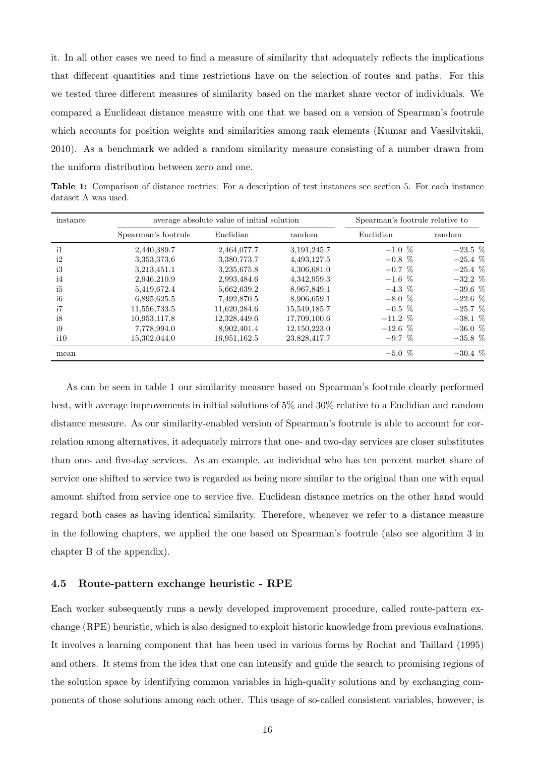it. In all other cases we need to find a measure of similarity that adequately reflects the implications that different quantities and time restrictions have on the selection of routes and paths. For this we tested three different measures of similarity based on the market share vector of individuals. We compared a Euclidean distance measure with one that we based on a version of Spearman's footrule which accounts for position weights and similarities among rank elements (Kumar and Vassilvitskii, 2010). As a benchmark we added a random similarity measure consisting of a number drawn from the uniform distribution between zero and one.

**Table 1:** Comparison of distance metrics: For a description of test instances see section 5. For each instance dataset A was used.

| instance | average absolute value of initial solution | | | Spearman's footrule relative to | |
|---|---|---|---|---|---|
| | Spearman's footrule | Euclidian | random | Euclidian | random |
| i1 | 2,440,389.7 | 2,464,077.7 | 3,191,245.7 | −1.0 % | −23.5 % |
| i2 | 3,353,373.6 | 3,380,773.7 | 4,493,127.5 | −0.8 % | −25.4 % |
| i3 | 3,213,451.1 | 3,235,675.8 | 4,306,681.0 | −0.7 % | −25.4 % |
| i4 | 2,946,210.9 | 2,993,484.6 | 4,342,959.3 | −1.6 % | −32.2 % |
| i5 | 5,419,672.4 | 5,662,639.2 | 8,967,849.1 | −4.3 % | −39.6 % |
| i6 | 6,895,625.5 | 7,492,870.5 | 8,906,659.1 | −8.0 % | −22.6 % |
| i7 | 11,556,733.5 | 11,620,284.6 | 15,549,185.7 | −0.5 % | −25.7 % |
| i8 | 10,953,117.8 | 12,328,449.6 | 17,709,100.6 | −11.2 % | −38.1 % |
| i9 | 7,778,994.0 | 8,902,401.4 | 12,150,223.0 | −12.6 % | −36.0 % |
| i10 | 15,302,044.0 | 16,951,162.5 | 23,828,417.7 | −9.7 % | −35.8 % |
| mean | | | | −5.0 % | −30.4 % |

As can be seen in table 1 our similarity measure based on Spearman's footrule clearly performed best, with average improvements in initial solutions of 5% and 30% relative to a Euclidian and random distance measure. As our similarity-enabled version of Spearman's footrule is able to account for correlation among alternatives, it adequately mirrors that one- and two-day services are closer substitutes than one- and five-day services. As an example, an individual who has ten percent market share of service one shifted to service two is regarded as being more similar to the original than one with equal amount shifted from service one to service five. Euclidean distance metrics on the other hand would regard both cases as having identical similarity. Therefore, whenever we refer to a distance measure in the following chapters, we applied the one based on Spearman's footrule (also see algorithm 3 in chapter B of the appendix).

### 4.5 Route-pattern exchange heuristic - RPE

Each worker subsequently runs a newly developed improvement procedure, called route-pattern exchange (RPE) heuristic, which is also designed to exploit historic knowledge from previous evaluations. It involves a learning component that has been used in various forms by Rochat and Taillard (1995) and others. It stems from the idea that one can intensify and guide the search to promising regions of the solution space by identifying common variables in high-quality solutions and by exchanging components of those solutions among each other. This usage of so-called consistent variables, however, is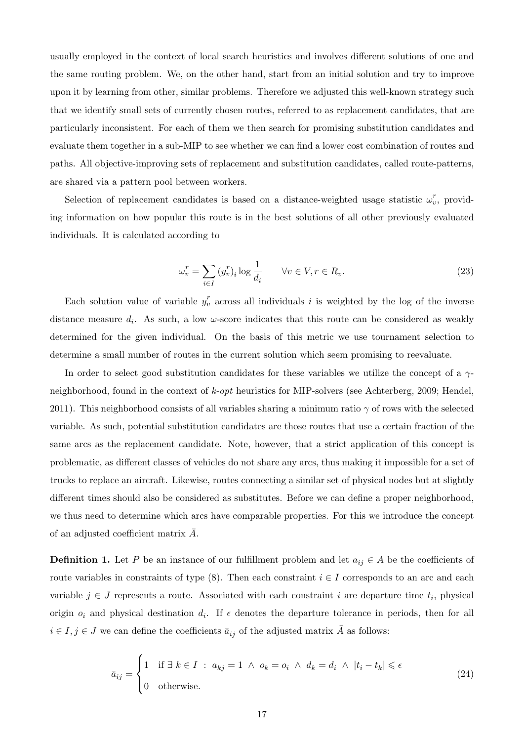usually employed in the context of local search heuristics and involves different solutions of one and the same routing problem. We, on the other hand, start from an initial solution and try to improve upon it by learning from other, similar problems. Therefore we adjusted this well-known strategy such that we identify small sets of currently chosen routes, referred to as replacement candidates, that are particularly inconsistent. For each of them we then search for promising substitution candidates and evaluate them together in a sub-MIP to see whether we can find a lower cost combination of routes and paths. All objective-improving sets of replacement and substitution candidates, called route-patterns, are shared via a pattern pool between workers.

Selection of replacement candidates is based on a distance-weighted usage statistic $\omega_v^r$, providing information on how popular this route is in the best solutions of all other previously evaluated individuals. It is calculated according to

$$\omega_v^r = \sum_{i \in I} (y_v^r)_i \log \frac{1}{d_i} \qquad \forall v \in V, r \in R_v. \tag{23}$$

Each solution value of variable $y_v^r$ across all individuals $i$ is weighted by the log of the inverse distance measure $d_i$. As such, a low $\omega$-score indicates that this route can be considered as weakly determined for the given individual. On the basis of this metric we use tournament selection to determine a small number of routes in the current solution which seem promising to reevaluate.

In order to select good substitution candidates for these variables we utilize the concept of a $\gamma$-neighborhood, found in the context of *k-opt* heuristics for MIP-solvers (see Achterberg, 2009; Hendel, 2011). This neighborhood consists of all variables sharing a minimum ratio $\gamma$ of rows with the selected variable. As such, potential substitution candidates are those routes that use a certain fraction of the same arcs as the replacement candidate. Note, however, that a strict application of this concept is problematic, as different classes of vehicles do not share any arcs, thus making it impossible for a set of trucks to replace an aircraft. Likewise, routes connecting a similar set of physical nodes but at slightly different times should also be considered as substitutes. Before we can define a proper neighborhood, we thus need to determine which arcs have comparable properties. For this we introduce the concept of an adjusted coefficient matrix $\bar{A}$.

**Definition 1.** Let $P$ be an instance of our fulfillment problem and let $a_{ij} \in A$ be the coefficients of route variables in constraints of type (8). Then each constraint $i \in I$ corresponds to an arc and each variable $j \in J$ represents a route. Associated with each constraint $i$ are departure time $t_i$, physical origin $o_i$ and physical destination $d_i$. If $\epsilon$ denotes the departure tolerance in periods, then for all $i \in I, j \in J$ we can define the coefficients $\bar{a}_{ij}$ of the adjusted matrix $\bar{A}$ as follows:

$$\bar{a}_{ij} = \begin{cases} 1 & \text{if } \exists\ k \in I \ : \ a_{kj} = 1 \ \wedge \ o_k = o_i \ \wedge \ d_k = d_i \ \wedge \ |t_i - t_k| \leqslant \epsilon \\ 0 & \text{otherwise.} \end{cases} \tag{24}$$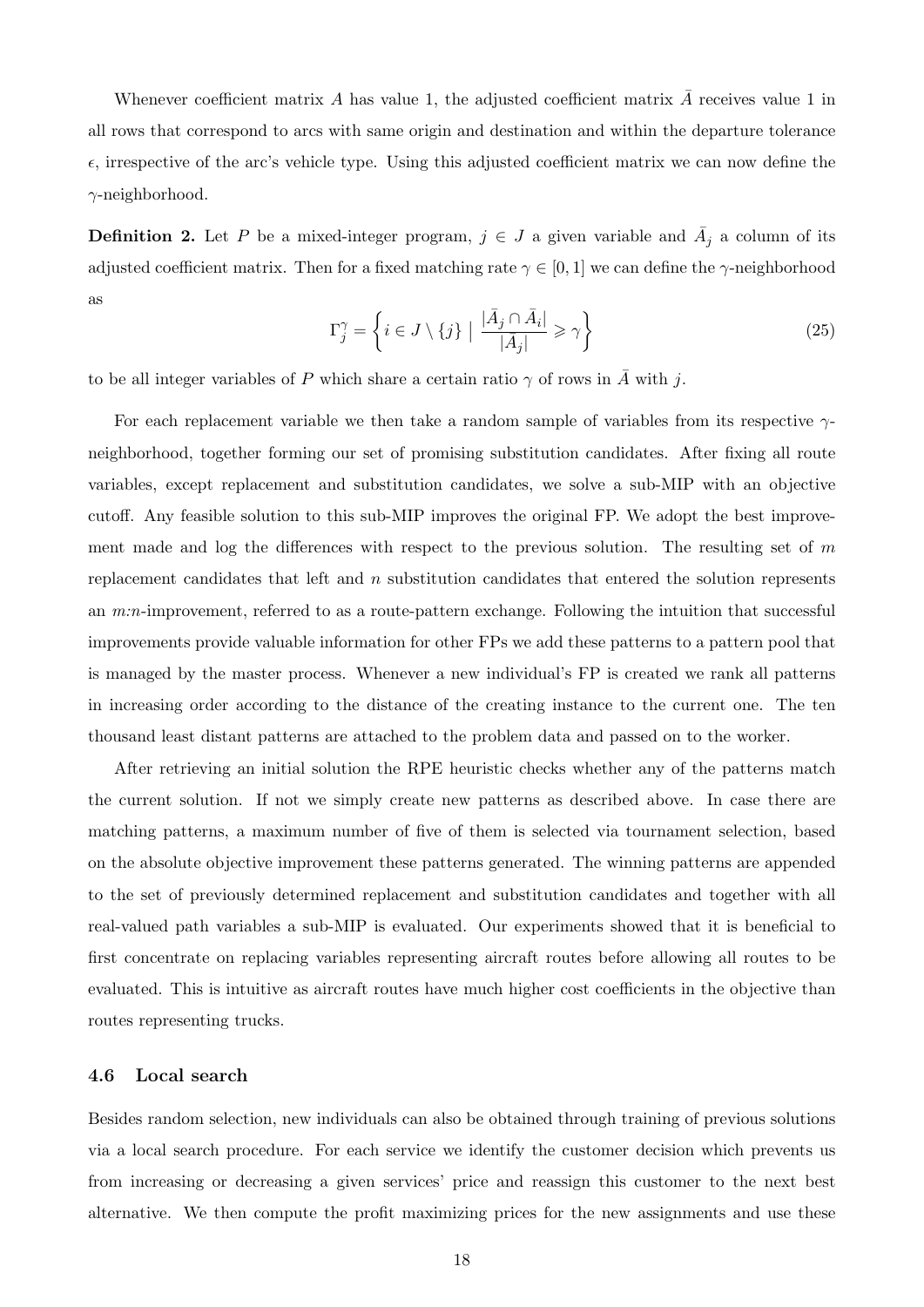Whenever coefficient matrix $A$ has value 1, the adjusted coefficient matrix $\bar{A}$ receives value 1 in all rows that correspond to arcs with same origin and destination and within the departure tolerance $\epsilon$, irrespective of the arc's vehicle type. Using this adjusted coefficient matrix we can now define the $\gamma$-neighborhood.

**Definition 2.** Let $P$ be a mixed-integer program, $j \in J$ a given variable and $\bar{A}_j$ a column of its adjusted coefficient matrix. Then for a fixed matching rate $\gamma \in [0, 1]$ we can define the $\gamma$-neighborhood as

$$\Gamma_j^\gamma = \left\{ i \in J \setminus \{j\} \;\middle|\; \frac{|\bar{A}_j \cap \bar{A}_i|}{|\bar{A}_j|} \geqslant \gamma \right\} \tag{25}$$

to be all integer variables of $P$ which share a certain ratio $\gamma$ of rows in $\bar{A}$ with $j$.

For each replacement variable we then take a random sample of variables from its respective $\gamma$-neighborhood, together forming our set of promising substitution candidates. After fixing all route variables, except replacement and substitution candidates, we solve a sub-MIP with an objective cutoff. Any feasible solution to this sub-MIP improves the original FP. We adopt the best improvement made and log the differences with respect to the previous solution. The resulting set of $m$ replacement candidates that left and $n$ substitution candidates that entered the solution represents an $m$:$n$-improvement, referred to as a route-pattern exchange. Following the intuition that successful improvements provide valuable information for other FPs we add these patterns to a pattern pool that is managed by the master process. Whenever a new individual's FP is created we rank all patterns in increasing order according to the distance of the creating instance to the current one. The ten thousand least distant patterns are attached to the problem data and passed on to the worker.

After retrieving an initial solution the RPE heuristic checks whether any of the patterns match the current solution. If not we simply create new patterns as described above. In case there are matching patterns, a maximum number of five of them is selected via tournament selection, based on the absolute objective improvement these patterns generated. The winning patterns are appended to the set of previously determined replacement and substitution candidates and together with all real-valued path variables a sub-MIP is evaluated. Our experiments showed that it is beneficial to first concentrate on replacing variables representing aircraft routes before allowing all routes to be evaluated. This is intuitive as aircraft routes have much higher cost coefficients in the objective than routes representing trucks.

### 4.6 Local search

Besides random selection, new individuals can also be obtained through training of previous solutions via a local search procedure. For each service we identify the customer decision which prevents us from increasing or decreasing a given services' price and reassign this customer to the next best alternative. We then compute the profit maximizing prices for the new assignments and use these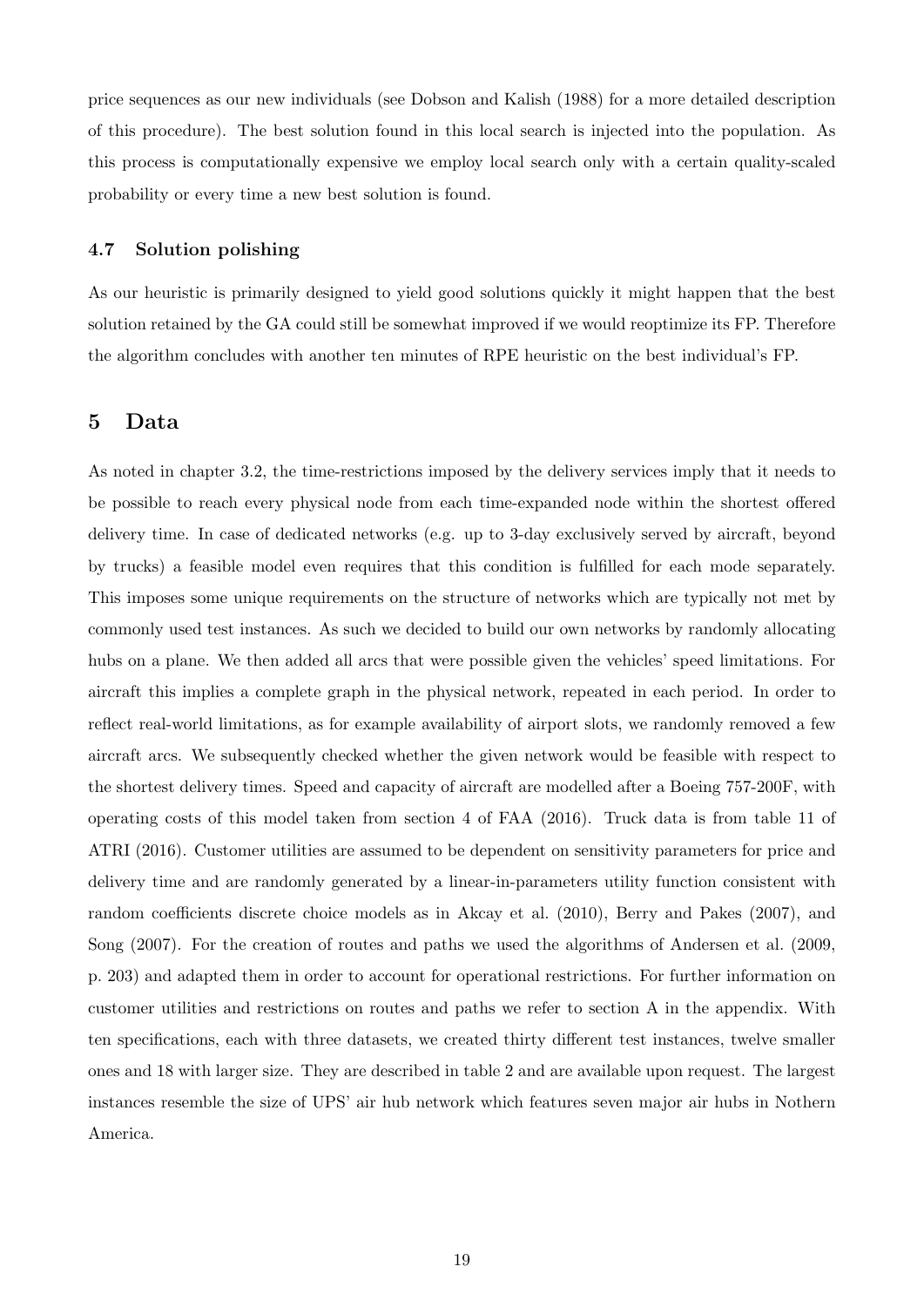price sequences as our new individuals (see Dobson and Kalish (1988) for a more detailed description of this procedure). The best solution found in this local search is injected into the population. As this process is computationally expensive we employ local search only with a certain quality-scaled probability or every time a new best solution is found.

### 4.7 Solution polishing

As our heuristic is primarily designed to yield good solutions quickly it might happen that the best solution retained by the GA could still be somewhat improved if we would reoptimize its FP. Therefore the algorithm concludes with another ten minutes of RPE heuristic on the best individual's FP.

## 5 Data

As noted in chapter 3.2, the time-restrictions imposed by the delivery services imply that it needs to be possible to reach every physical node from each time-expanded node within the shortest offered delivery time. In case of dedicated networks (e.g. up to 3-day exclusively served by aircraft, beyond by trucks) a feasible model even requires that this condition is fulfilled for each mode separately. This imposes some unique requirements on the structure of networks which are typically not met by commonly used test instances. As such we decided to build our own networks by randomly allocating hubs on a plane. We then added all arcs that were possible given the vehicles' speed limitations. For aircraft this implies a complete graph in the physical network, repeated in each period. In order to reflect real-world limitations, as for example availability of airport slots, we randomly removed a few aircraft arcs. We subsequently checked whether the given network would be feasible with respect to the shortest delivery times. Speed and capacity of aircraft are modelled after a Boeing 757-200F, with operating costs of this model taken from section 4 of FAA (2016). Truck data is from table 11 of ATRI (2016). Customer utilities are assumed to be dependent on sensitivity parameters for price and delivery time and are randomly generated by a linear-in-parameters utility function consistent with random coefficients discrete choice models as in Akcay et al. (2010), Berry and Pakes (2007), and Song (2007). For the creation of routes and paths we used the algorithms of Andersen et al. (2009, p. 203) and adapted them in order to account for operational restrictions. For further information on customer utilities and restrictions on routes and paths we refer to section A in the appendix. With ten specifications, each with three datasets, we created thirty different test instances, twelve smaller ones and 18 with larger size. They are described in table 2 and are available upon request. The largest instances resemble the size of UPS' air hub network which features seven major air hubs in Nothern America.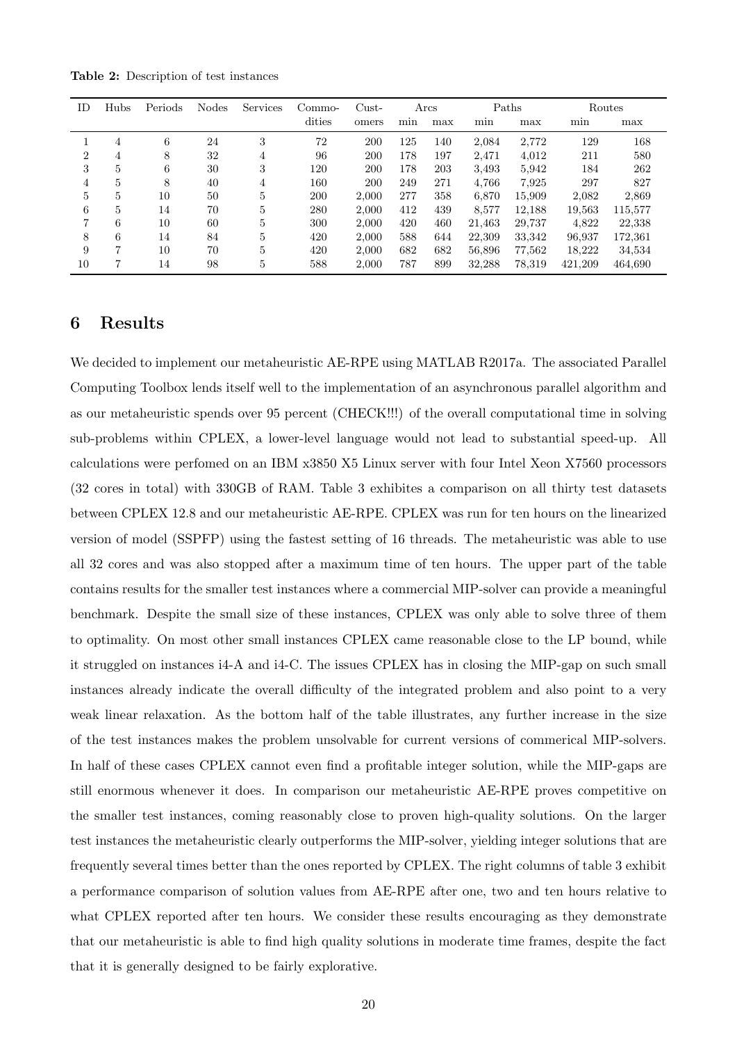**Table 2:** Description of test instances

| ID | Hubs | Periods | Nodes | Services | Commo-dities | Cust-omers | Arcs | | Paths | | Routes | |
|---|---|---|---|---|---|---|---|---|---|---|---|---|
| | | | | | | | min | max | min | max | min | max |
| 1 | 4 | 6 | 24 | 3 | 72 | 200 | 125 | 140 | 2,084 | 2,772 | 129 | 168 |
| 2 | 4 | 8 | 32 | 4 | 96 | 200 | 178 | 197 | 2,471 | 4,012 | 211 | 580 |
| 3 | 5 | 6 | 30 | 3 | 120 | 200 | 178 | 203 | 3,493 | 5,942 | 184 | 262 |
| 4 | 5 | 8 | 40 | 4 | 160 | 200 | 249 | 271 | 4,766 | 7,925 | 297 | 827 |
| 5 | 5 | 10 | 50 | 5 | 200 | 2,000 | 277 | 358 | 6,870 | 15,909 | 2,082 | 2,869 |
| 6 | 5 | 14 | 70 | 5 | 280 | 2,000 | 412 | 439 | 8,577 | 12,188 | 19,563 | 115,577 |
| 7 | 6 | 10 | 60 | 5 | 300 | 2,000 | 420 | 460 | 21,463 | 29,737 | 4,822 | 22,338 |
| 8 | 6 | 14 | 84 | 5 | 420 | 2,000 | 588 | 644 | 22,309 | 33,342 | 96,937 | 172,361 |
| 9 | 7 | 10 | 70 | 5 | 420 | 2,000 | 682 | 682 | 56,896 | 77,562 | 18,222 | 34,534 |
| 10 | 7 | 14 | 98 | 5 | 588 | 2,000 | 787 | 899 | 32,288 | 78,319 | 421,209 | 464,690 |

## 6 Results

We decided to implement our metaheuristic AE-RPE using MATLAB R2017a. The associated Parallel Computing Toolbox lends itself well to the implementation of an asynchronous parallel algorithm and as our metaheuristic spends over 95 percent (CHECK!!!) of the overall computational time in solving sub-problems within CPLEX, a lower-level language would not lead to substantial speed-up. All calculations were perfomed on an IBM x3850 X5 Linux server with four Intel Xeon X7560 processors (32 cores in total) with 330GB of RAM. Table 3 exhibites a comparison on all thirty test datasets between CPLEX 12.8 and our metaheuristic AE-RPE. CPLEX was run for ten hours on the linearized version of model (SSPFP) using the fastest setting of 16 threads. The metaheuristic was able to use all 32 cores and was also stopped after a maximum time of ten hours. The upper part of the table contains results for the smaller test instances where a commercial MIP-solver can provide a meaningful benchmark. Despite the small size of these instances, CPLEX was only able to solve three of them to optimality. On most other small instances CPLEX came reasonable close to the LP bound, while it struggled on instances i4-A and i4-C. The issues CPLEX has in closing the MIP-gap on such small instances already indicate the overall difficulty of the integrated problem and also point to a very weak linear relaxation. As the bottom half of the table illustrates, any further increase in the size of the test instances makes the problem unsolvable for current versions of commerical MIP-solvers. In half of these cases CPLEX cannot even find a profitable integer solution, while the MIP-gaps are still enormous whenever it does. In comparison our metaheuristic AE-RPE proves competitive on the smaller test instances, coming reasonably close to proven high-quality solutions. On the larger test instances the metaheuristic clearly outperforms the MIP-solver, yielding integer solutions that are frequently several times better than the ones reported by CPLEX. The right columns of table 3 exhibit a performance comparison of solution values from AE-RPE after one, two and ten hours relative to what CPLEX reported after ten hours. We consider these results encouraging as they demonstrate that our metaheuristic is able to find high quality solutions in moderate time frames, despite the fact that it is generally designed to be fairly explorative.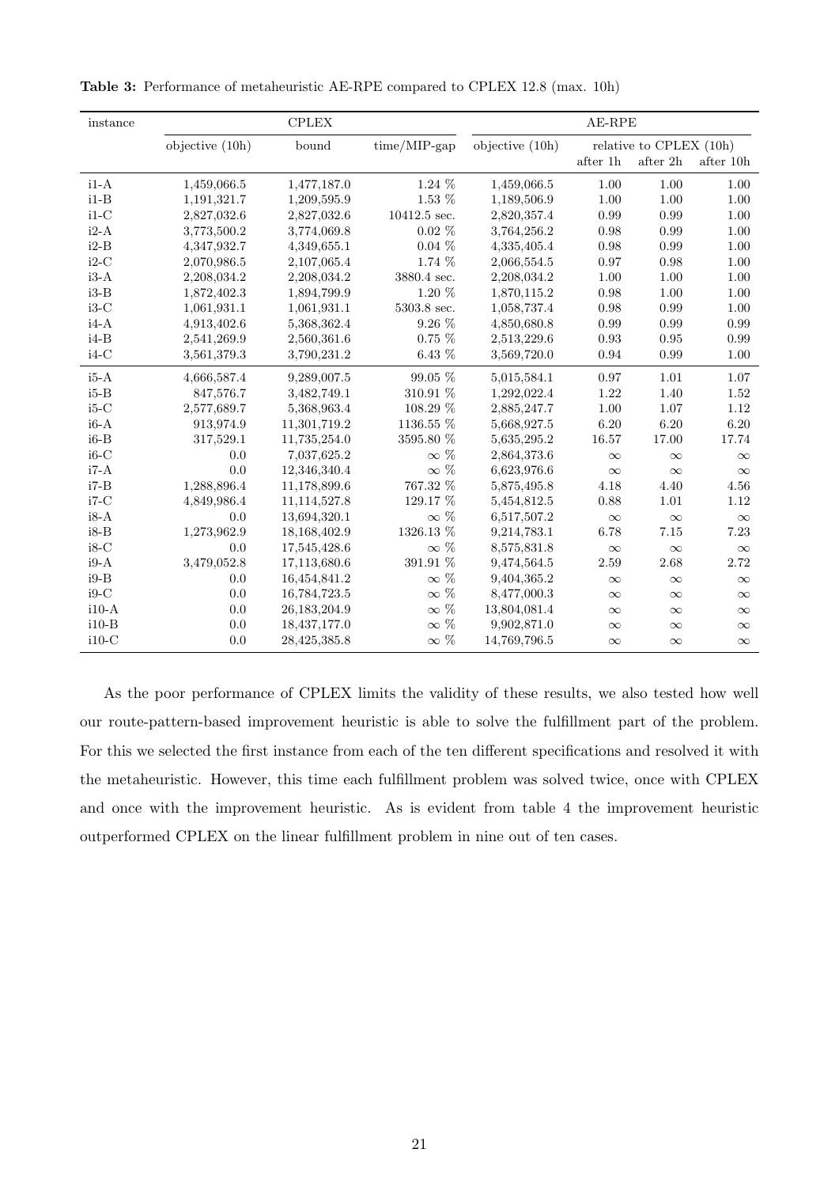**Table 3:** Performance of metaheuristic AE-RPE compared to CPLEX 12.8 (max. 10h)

| instance | CPLEX | | | AE-RPE | | | |
|---|---|---|---|---|---|---|---|
| | objective (10h) | bound | time/MIP-gap | objective (10h) | relative to CPLEX (10h) | | |
| | | | | | after 1h | after 2h | after 10h |
| i1-A | 1,459,066.5 | 1,477,187.0 | 1.24 % | 1,459,066.5 | 1.00 | 1.00 | 1.00 |
| i1-B | 1,191,321.7 | 1,209,595.9 | 1.53 % | 1,189,506.9 | 1.00 | 1.00 | 1.00 |
| i1-C | 2,827,032.6 | 2,827,032.6 | 10412.5 sec. | 2,820,357.4 | 0.99 | 0.99 | 1.00 |
| i2-A | 3,773,500.2 | 3,774,069.8 | 0.02 % | 3,764,256.2 | 0.98 | 0.99 | 1.00 |
| i2-B | 4,347,932.7 | 4,349,655.1 | 0.04 % | 4,335,405.4 | 0.98 | 0.99 | 1.00 |
| i2-C | 2,070,986.5 | 2,107,065.4 | 1.74 % | 2,066,554.5 | 0.97 | 0.98 | 1.00 |
| i3-A | 2,208,034.2 | 2,208,034.2 | 3880.4 sec. | 2,208,034.2 | 1.00 | 1.00 | 1.00 |
| i3-B | 1,872,402.3 | 1,894,799.9 | 1.20 % | 1,870,115.2 | 0.98 | 1.00 | 1.00 |
| i3-C | 1,061,931.1 | 1,061,931.1 | 5303.8 sec. | 1,058,737.4 | 0.98 | 0.99 | 1.00 |
| i4-A | 4,913,402.6 | 5,368,362.4 | 9.26 % | 4,850,680.8 | 0.99 | 0.99 | 0.99 |
| i4-B | 2,541,269.9 | 2,560,361.6 | 0.75 % | 2,513,229.6 | 0.93 | 0.95 | 0.99 |
| i4-C | 3,561,379.3 | 3,790,231.2 | 6.43 % | 3,569,720.0 | 0.94 | 0.99 | 1.00 |
| i5-A | 4,666,587.4 | 9,289,007.5 | 99.05 % | 5,015,584.1 | 0.97 | 1.01 | 1.07 |
| i5-B | 847,576.7 | 3,482,749.1 | 310.91 % | 1,292,022.4 | 1.22 | 1.40 | 1.52 |
| i5-C | 2,577,689.7 | 5,368,963.4 | 108.29 % | 2,885,247.7 | 1.00 | 1.07 | 1.12 |
| i6-A | 913,974.9 | 11,301,719.2 | 1136.55 % | 5,668,927.5 | 6.20 | 6.20 | 6.20 |
| i6-B | 317,529.1 | 11,735,254.0 | 3595.80 % | 5,635,295.2 | 16.57 | 17.00 | 17.74 |
| i6-C | 0.0 | 7,037,625.2 | $\infty$ % | 2,864,373.6 | $\infty$ | $\infty$ | $\infty$ |
| i7-A | 0.0 | 12,346,340.4 | $\infty$ % | 6,623,976.6 | $\infty$ | $\infty$ | $\infty$ |
| i7-B | 1,288,896.4 | 11,178,899.6 | 767.32 % | 5,875,495.8 | 4.18 | 4.40 | 4.56 |
| i7-C | 4,849,986.4 | 11,114,527.8 | 129.17 % | 5,454,812.5 | 0.88 | 1.01 | 1.12 |
| i8-A | 0.0 | 13,694,320.1 | $\infty$ % | 6,517,507.2 | $\infty$ | $\infty$ | $\infty$ |
| i8-B | 1,273,962.9 | 18,168,402.9 | 1326.13 % | 9,214,783.1 | 6.78 | 7.15 | 7.23 |
| i8-C | 0.0 | 17,545,428.6 | $\infty$ % | 8,575,831.8 | $\infty$ | $\infty$ | $\infty$ |
| i9-A | 3,479,052.8 | 17,113,680.6 | 391.91 % | 9,474,564.5 | 2.59 | 2.68 | 2.72 |
| i9-B | 0.0 | 16,454,841.2 | $\infty$ % | 9,404,365.2 | $\infty$ | $\infty$ | $\infty$ |
| i9-C | 0.0 | 16,784,723.5 | $\infty$ % | 8,477,000.3 | $\infty$ | $\infty$ | $\infty$ |
| i10-A | 0.0 | 26,183,204.9 | $\infty$ % | 13,804,081.4 | $\infty$ | $\infty$ | $\infty$ |
| i10-B | 0.0 | 18,437,177.0 | $\infty$ % | 9,902,871.0 | $\infty$ | $\infty$ | $\infty$ |
| i10-C | 0.0 | 28,425,385.8 | $\infty$ % | 14,769,796.5 | $\infty$ | $\infty$ | $\infty$ |

As the poor performance of CPLEX limits the validity of these results, we also tested how well our route-pattern-based improvement heuristic is able to solve the fulfillment part of the problem. For this we selected the first instance from each of the ten different specifications and resolved it with the metaheuristic. However, this time each fulfillment problem was solved twice, once with CPLEX and once with the improvement heuristic. As is evident from table 4 the improvement heuristic outperformed CPLEX on the linear fulfillment problem in nine out of ten cases.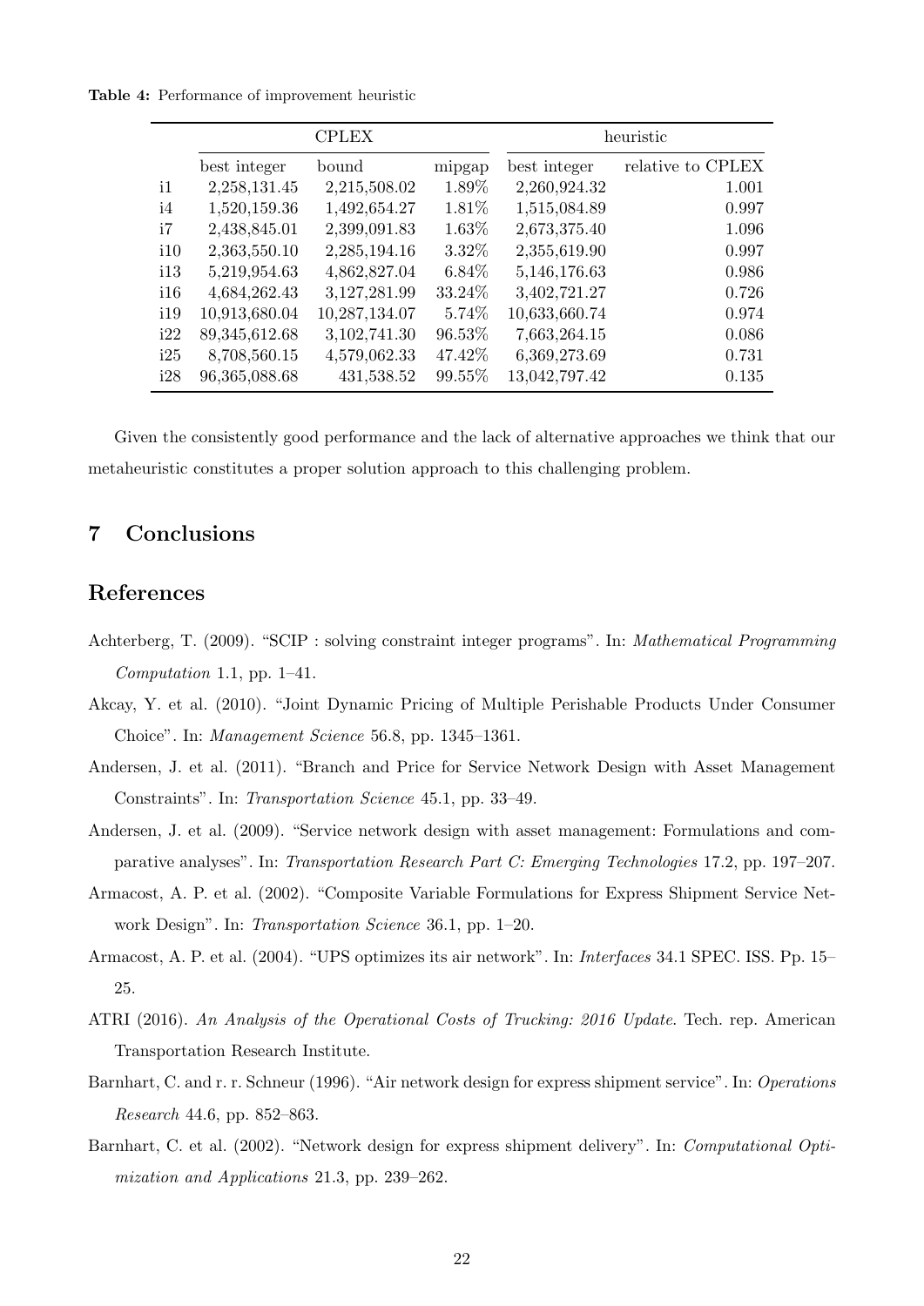**Table 4:** Performance of improvement heuristic

| | CPLEX | | | heuristic | |
|---|---|---|---|---|---|
| | best integer | bound | mipgap | best integer | relative to CPLEX |
| i1 | 2,258,131.45 | 2,215,508.02 | 1.89% | 2,260,924.32 | 1.001 |
| i4 | 1,520,159.36 | 1,492,654.27 | 1.81% | 1,515,084.89 | 0.997 |
| i7 | 2,438,845.01 | 2,399,091.83 | 1.63% | 2,673,375.40 | 1.096 |
| i10 | 2,363,550.10 | 2,285,194.16 | 3.32% | 2,355,619.90 | 0.997 |
| i13 | 5,219,954.63 | 4,862,827.04 | 6.84% | 5,146,176.63 | 0.986 |
| i16 | 4,684,262.43 | 3,127,281.99 | 33.24% | 3,402,721.27 | 0.726 |
| i19 | 10,913,680.04 | 10,287,134.07 | 5.74% | 10,633,660.74 | 0.974 |
| i22 | 89,345,612.68 | 3,102,741.30 | 96.53% | 7,663,264.15 | 0.086 |
| i25 | 8,708,560.15 | 4,579,062.33 | 47.42% | 6,369,273.69 | 0.731 |
| i28 | 96,365,088.68 | 431,538.52 | 99.55% | 13,042,797.42 | 0.135 |

Given the consistently good performance and the lack of alternative approaches we think that our metaheuristic constitutes a proper solution approach to this challenging problem.

## 7 Conclusions

## References

Achterberg, T. (2009). "SCIP : solving constraint integer programs". In: *Mathematical Programming Computation* 1.1, pp. 1–41.

Akcay, Y. et al. (2010). "Joint Dynamic Pricing of Multiple Perishable Products Under Consumer Choice". In: *Management Science* 56.8, pp. 1345–1361.

Andersen, J. et al. (2011). "Branch and Price for Service Network Design with Asset Management Constraints". In: *Transportation Science* 45.1, pp. 33–49.

Andersen, J. et al. (2009). "Service network design with asset management: Formulations and comparative analyses". In: *Transportation Research Part C: Emerging Technologies* 17.2, pp. 197–207.

Armacost, A. P. et al. (2002). "Composite Variable Formulations for Express Shipment Service Network Design". In: *Transportation Science* 36.1, pp. 1–20.

Armacost, A. P. et al. (2004). "UPS optimizes its air network". In: *Interfaces* 34.1 SPEC. ISS. Pp. 15–25.

ATRI (2016). *An Analysis of the Operational Costs of Trucking: 2016 Update*. Tech. rep. American Transportation Research Institute.

Barnhart, C. and r. r. Schneur (1996). "Air network design for express shipment service". In: *Operations Research* 44.6, pp. 852–863.

Barnhart, C. et al. (2002). "Network design for express shipment delivery". In: *Computational Optimization and Applications* 21.3, pp. 239–262.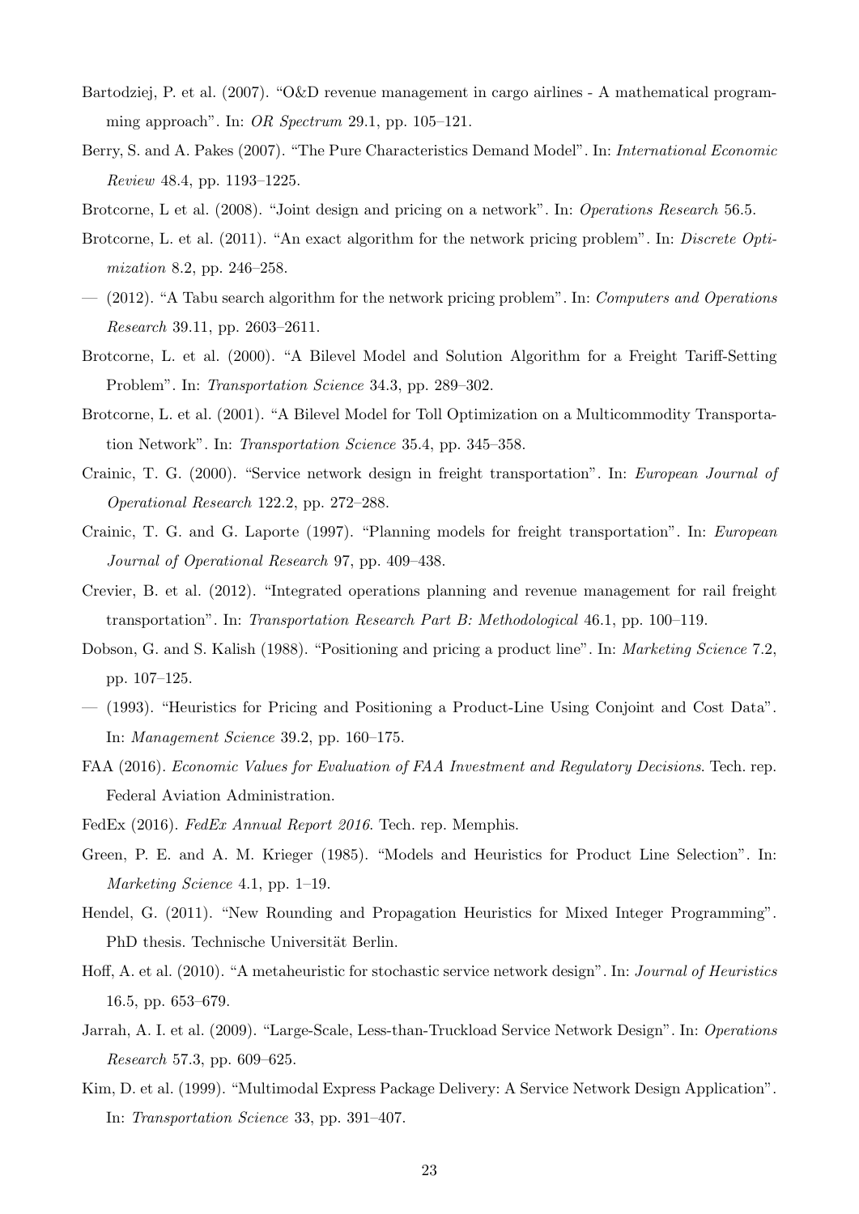Bartodziej, P. et al. (2007). "O&D revenue management in cargo airlines - A mathematical programming approach". In: *OR Spectrum* 29.1, pp. 105–121.

Berry, S. and A. Pakes (2007). "The Pure Characteristics Demand Model". In: *International Economic Review* 48.4, pp. 1193–1225.

Brotcorne, L et al. (2008). "Joint design and pricing on a network". In: *Operations Research* 56.5.

Brotcorne, L. et al. (2011). "An exact algorithm for the network pricing problem". In: *Discrete Optimization* 8.2, pp. 246–258.

— (2012). "A Tabu search algorithm for the network pricing problem". In: *Computers and Operations Research* 39.11, pp. 2603–2611.

Brotcorne, L. et al. (2000). "A Bilevel Model and Solution Algorithm for a Freight Tariff-Setting Problem". In: *Transportation Science* 34.3, pp. 289–302.

Brotcorne, L. et al. (2001). "A Bilevel Model for Toll Optimization on a Multicommodity Transportation Network". In: *Transportation Science* 35.4, pp. 345–358.

Crainic, T. G. (2000). "Service network design in freight transportation". In: *European Journal of Operational Research* 122.2, pp. 272–288.

Crainic, T. G. and G. Laporte (1997). "Planning models for freight transportation". In: *European Journal of Operational Research* 97, pp. 409–438.

Crevier, B. et al. (2012). "Integrated operations planning and revenue management for rail freight transportation". In: *Transportation Research Part B: Methodological* 46.1, pp. 100–119.

Dobson, G. and S. Kalish (1988). "Positioning and pricing a product line". In: *Marketing Science* 7.2, pp. 107–125.

— (1993). "Heuristics for Pricing and Positioning a Product-Line Using Conjoint and Cost Data". In: *Management Science* 39.2, pp. 160–175.

FAA (2016). *Economic Values for Evaluation of FAA Investment and Regulatory Decisions*. Tech. rep. Federal Aviation Administration.

FedEx (2016). *FedEx Annual Report 2016*. Tech. rep. Memphis.

Green, P. E. and A. M. Krieger (1985). "Models and Heuristics for Product Line Selection". In: *Marketing Science* 4.1, pp. 1–19.

Hendel, G. (2011). "New Rounding and Propagation Heuristics for Mixed Integer Programming". PhD thesis. Technische Universität Berlin.

Hoff, A. et al. (2010). "A metaheuristic for stochastic service network design". In: *Journal of Heuristics* 16.5, pp. 653–679.

Jarrah, A. I. et al. (2009). "Large-Scale, Less-than-Truckload Service Network Design". In: *Operations Research* 57.3, pp. 609–625.

Kim, D. et al. (1999). "Multimodal Express Package Delivery: A Service Network Design Application". In: *Transportation Science* 33, pp. 391–407.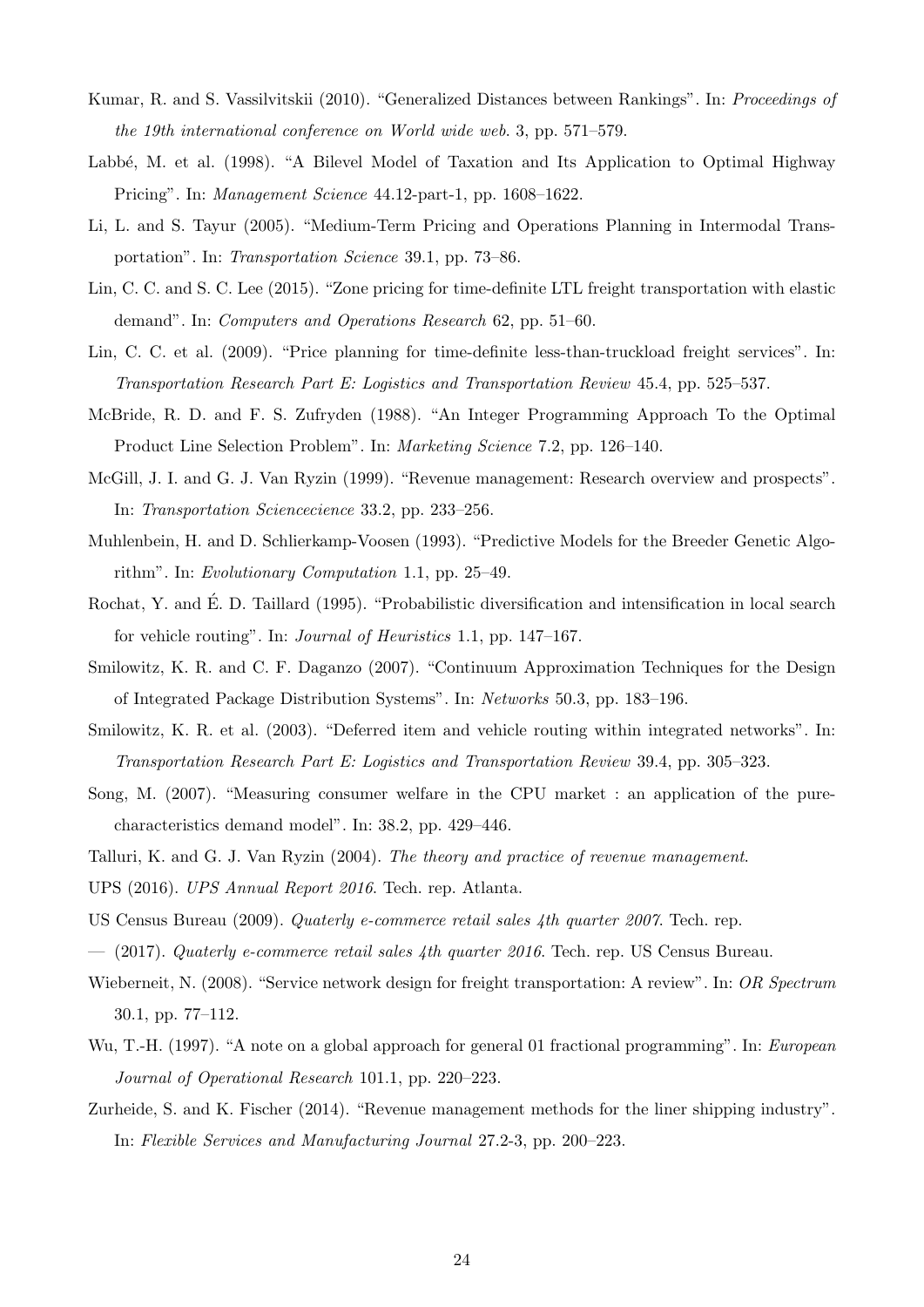Kumar, R. and S. Vassilvitskii (2010). "Generalized Distances between Rankings". In: *Proceedings of the 19th international conference on World wide web*. 3, pp. 571–579.

Labbé, M. et al. (1998). "A Bilevel Model of Taxation and Its Application to Optimal Highway Pricing". In: *Management Science* 44.12-part-1, pp. 1608–1622.

Li, L. and S. Tayur (2005). "Medium-Term Pricing and Operations Planning in Intermodal Transportation". In: *Transportation Science* 39.1, pp. 73–86.

Lin, C. C. and S. C. Lee (2015). "Zone pricing for time-definite LTL freight transportation with elastic demand". In: *Computers and Operations Research* 62, pp. 51–60.

Lin, C. C. et al. (2009). "Price planning for time-definite less-than-truckload freight services". In: *Transportation Research Part E: Logistics and Transportation Review* 45.4, pp. 525–537.

McBride, R. D. and F. S. Zufryden (1988). "An Integer Programming Approach To the Optimal Product Line Selection Problem". In: *Marketing Science* 7.2, pp. 126–140.

McGill, J. I. and G. J. Van Ryzin (1999). "Revenue management: Research overview and prospects". In: *Transportation Sciencecience* 33.2, pp. 233–256.

Muhlenbein, H. and D. Schlierkamp-Voosen (1993). "Predictive Models for the Breeder Genetic Algorithm". In: *Evolutionary Computation* 1.1, pp. 25–49.

Rochat, Y. and É. D. Taillard (1995). "Probabilistic diversification and intensification in local search for vehicle routing". In: *Journal of Heuristics* 1.1, pp. 147–167.

Smilowitz, K. R. and C. F. Daganzo (2007). "Continuum Approximation Techniques for the Design of Integrated Package Distribution Systems". In: *Networks* 50.3, pp. 183–196.

Smilowitz, K. R. et al. (2003). "Deferred item and vehicle routing within integrated networks". In: *Transportation Research Part E: Logistics and Transportation Review* 39.4, pp. 305–323.

Song, M. (2007). "Measuring consumer welfare in the CPU market : an application of the pure-characteristics demand model". In: 38.2, pp. 429–446.

Talluri, K. and G. J. Van Ryzin (2004). *The theory and practice of revenue management*.

UPS (2016). *UPS Annual Report 2016*. Tech. rep. Atlanta.

US Census Bureau (2009). *Quaterly e-commerce retail sales 4th quarter 2007*. Tech. rep.

— (2017). *Quaterly e-commerce retail sales 4th quarter 2016*. Tech. rep. US Census Bureau.

Wieberneit, N. (2008). "Service network design for freight transportation: A review". In: *OR Spectrum* 30.1, pp. 77–112.

Wu, T.-H. (1997). "A note on a global approach for general 01 fractional programming". In: *European Journal of Operational Research* 101.1, pp. 220–223.

Zurheide, S. and K. Fischer (2014). "Revenue management methods for the liner shipping industry". In: *Flexible Services and Manufacturing Journal* 27.2-3, pp. 200–223.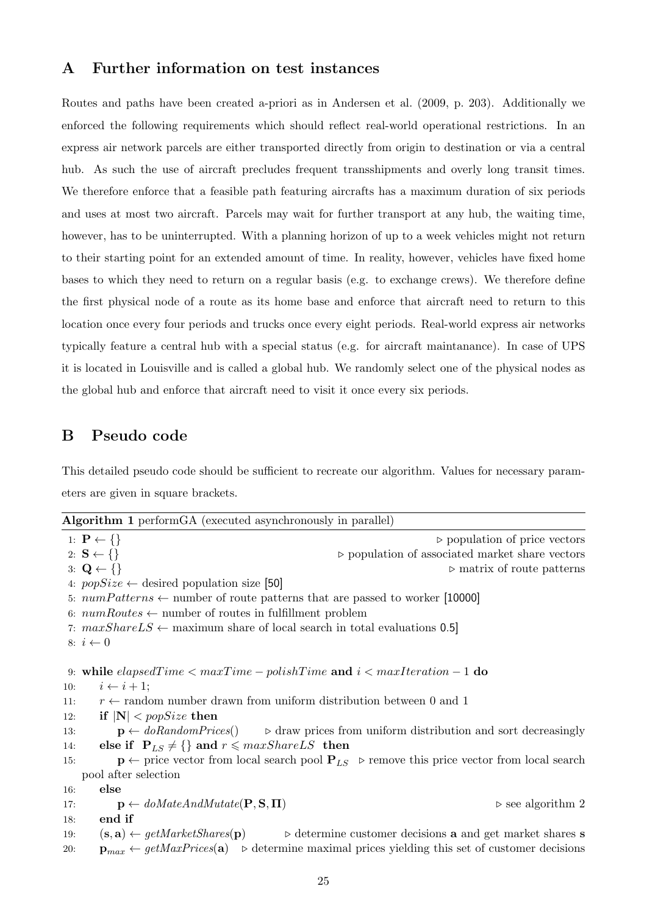## A Further information on test instances

Routes and paths have been created a-priori as in Andersen et al. (2009, p. 203). Additionally we enforced the following requirements which should reflect real-world operational restrictions. In an express air network parcels are either transported directly from origin to destination or via a central hub. As such the use of aircraft precludes frequent transshipments and overly long transit times. We therefore enforce that a feasible path featuring aircrafts has a maximum duration of six periods and uses at most two aircraft. Parcels may wait for further transport at any hub, the waiting time, however, has to be uninterrupted. With a planning horizon of up to a week vehicles might not return to their starting point for an extended amount of time. In reality, however, vehicles have fixed home bases to which they need to return on a regular basis (e.g. to exchange crews). We therefore define the first physical node of a route as its home base and enforce that aircraft need to return to this location once every four periods and trucks once every eight periods. Real-world express air networks typically feature a central hub with a special status (e.g. for aircraft maintanance). In case of UPS it is located in Louisville and is called a global hub. We randomly select one of the physical nodes as the global hub and enforce that aircraft need to visit it once every six periods.

## B Pseudo code

This detailed pseudo code should be sufficient to recreate our algorithm. Values for necessary parameters are given in square brackets.

**Algorithm 1** performGA (executed asynchronously in parallel)

```
1: P ← {}                                   ▷ population of price vectors
2: S ← {}                                   ▷ population of associated market share vectors
3: Q ← {}                                   ▷ matrix of route patterns
4: popSize ← desired population size [50]
5: numPatterns ← number of route patterns that are passed to worker [10000]
6: numRoutes ← number of routes in fulfillment problem
7: maxShareLS ← maximum share of local search in total evaluations 0.5]
8: i ← 0

9: while elapsedTime < maxTime − polishTime and i < maxIteration − 1 do
10:     i ← i + 1;
11:     r ← random number drawn from uniform distribution between 0 and 1
12:     if |N| < popSize then
13:         p ← doRandomPrices()        ▷ draw prices from uniform distribution and sort decreasingly
14:     else if P_LS ≠ {} and r ⩽ maxShareLS then
15:         p ← price vector from local search pool P_LS  ▷ remove this price vector from local search
        pool after selection
16:     else
17:         p ← doMateAndMutate(P, S, Π)                        ▷ see algorithm 2
18:     end if
19:     (s, a) ← getMarketShares(p)     ▷ determine customer decisions a and get market shares s
20:     p_max ← getMaxPrices(a)   ▷ determine maximal prices yielding this set of customer decisions
```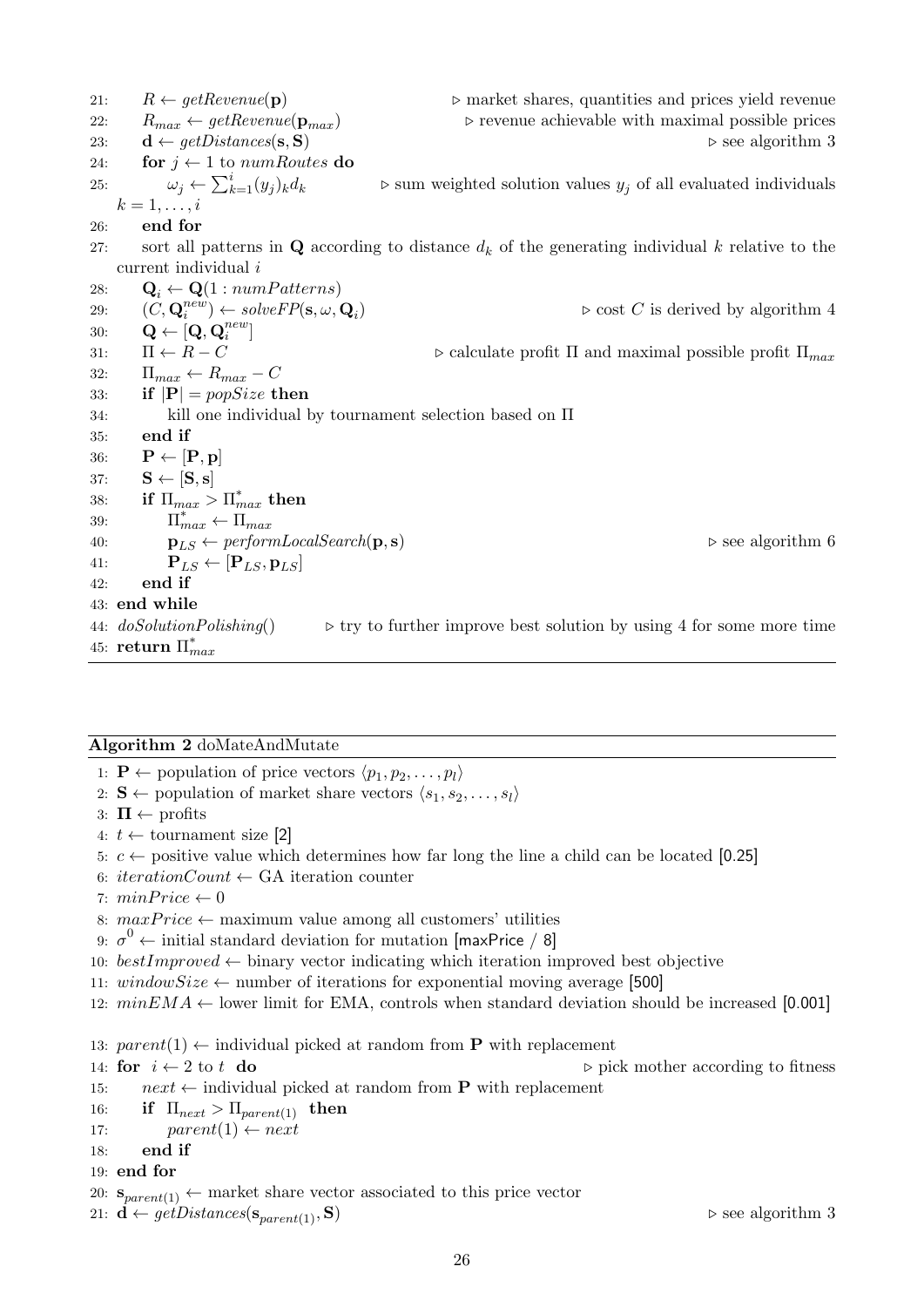```
21:     R ← getRevenue(p)                         ▷ market shares, quantities and prices yield revenue
22:     R_max ← getRevenue(p_max)                 ▷ revenue achievable with maximal possible prices
23:     d ← getDistances(s, S)                    ▷ see algorithm 3
24:     for j ← 1 to numRoutes do
25:         ω_j ← Σ_{k=1}^{i} (y_j)_k d_k          ▷ sum weighted solution values y_j of all evaluated individuals
        k = 1, ..., i
26:     end for
27:     sort all patterns in Q according to distance d_k of the generating individual k relative to the
        current individual i
28:     Q_i ← Q(1 : numPatterns)
29:     (C, Q_i^new) ← solveFP(s, ω, Q_i)         ▷ cost C is derived by algorithm 4
30:     Q ← [Q, Q_i^new]
31:     Π ← R − C                                 ▷ calculate profit Π and maximal possible profit Π_max
32:     Π_max ← R_max − C
33:     if |P| = popSize then
34:         kill one individual by tournament selection based on Π
35:     end if
36:     P ← [P, p]
37:     S ← [S, s]
38:     if Π_max > Π*_max then
39:         Π*_max ← Π_max
40:         p_LS ← performLocalSearch(p, s)       ▷ see algorithm 6
41:         P_LS ← [P_LS, p_LS]
42:     end if
43: end while
44: doSolutionPolishing()       ▷ try to further improve best solution by using 4 for some more time
45: return Π*_max
```

**Algorithm 2** doMateAndMutate

```
1: P ← population of price vectors ⟨p_1, p_2, ..., p_l⟩
2: S ← population of market share vectors ⟨s_1, s_2, ..., s_l⟩
3: Π ← profits
4: t ← tournament size [2]
5: c ← positive value which determines how far long the line a child can be located [0.25]
6: iterationCount ← GA iteration counter
7: minPrice ← 0
8: maxPrice ← maximum value among all customers' utilities
9: σ^0 ← initial standard deviation for mutation [maxPrice / 8]
10: bestImproved ← binary vector indicating which iteration improved best objective
11: windowSize ← number of iterations for exponential moving average [500]
12: minEMA ← lower limit for EMA, controls when standard deviation should be increased [0.001]

13: parent(1) ← individual picked at random from P with replacement
14: for i ← 2 to t do                          ▷ pick mother according to fitness
15:     next ← individual picked at random from P with replacement
16:     if Π_next > Π_parent(1) then
17:         parent(1) ← next
18:     end if
19: end for
20: s_parent(1) ← market share vector associated to this price vector
21: d ← getDistances(s_parent(1), S)           ▷ see algorithm 3
```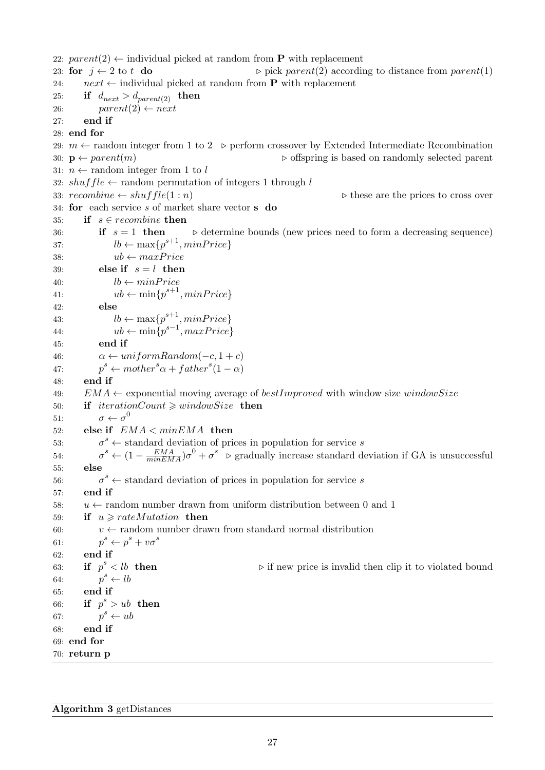```
22: parent(2) ← individual picked at random from P with replacement
23: for j ← 2 to t do                                  ▷ pick parent(2) according to distance from parent(1)
24:     next ← individual picked at random from P with replacement
25:     if d_next > d_parent(2) then
26:         parent(2) ← next
27:     end if
28: end for
29: m ← random integer from 1 to 2   ▷ perform crossover by Extended Intermediate Recombination
30: p ← parent(m)                                      ▷ offspring is based on randomly selected parent
31: n ← random integer from 1 to l
32: shuffle ← random permutation of integers 1 through l
33: recombine ← shuffle(1 : n)                         ▷ these are the prices to cross over
34: for each service s of market share vector s do
35:     if s ∈ recombine then
36:         if s = 1 then        ▷ determine bounds (new prices need to form a decreasing sequence)
37:             lb ← max{p^(s+1), minPrice}
38:             ub ← maxPrice
39:         else if s = l then
40:             lb ← minPrice
41:             ub ← min{p^(s+1), minPrice}
42:         else
43:             lb ← max{p^(s+1), minPrice}
44:             ub ← min{p^(s−1), maxPrice}
45:         end if
46:         α ← uniformRandom(−c, 1 + c)
47:         p^s ← mother^s α + father^s (1 − α)
48:     end if
49:     EMA ← exponential moving average of bestImproved with window size windowSize
50:     if iterationCount ⩾ windowSize then
51:         σ ← σ^0
52:     else if EMA < minEMA then
53:         σ^s ← standard deviation of prices in population for service s
54:         σ^s ← (1 − EMA/minEMA) σ^0 + σ^s   ▷ gradually increase standard deviation if GA is unsuccessful
55:     else
56:         σ^s ← standard deviation of prices in population for service s
57:     end if
58:     u ← random number drawn from uniform distribution between 0 and 1
59:     if u ⩾ rateMutation then
60:         v ← random number drawn from standard normal distribution
61:         p^s ← p^s + v σ^s
62:     end if
63:     if p^s < lb then                               ▷ if new price is invalid then clip it to violated bound
64:         p^s ← lb
65:     end if
66:     if p^s > ub then
67:         p^s ← ub
68:     end if
69: end for
70: return p
```

**Algorithm 3** getDistances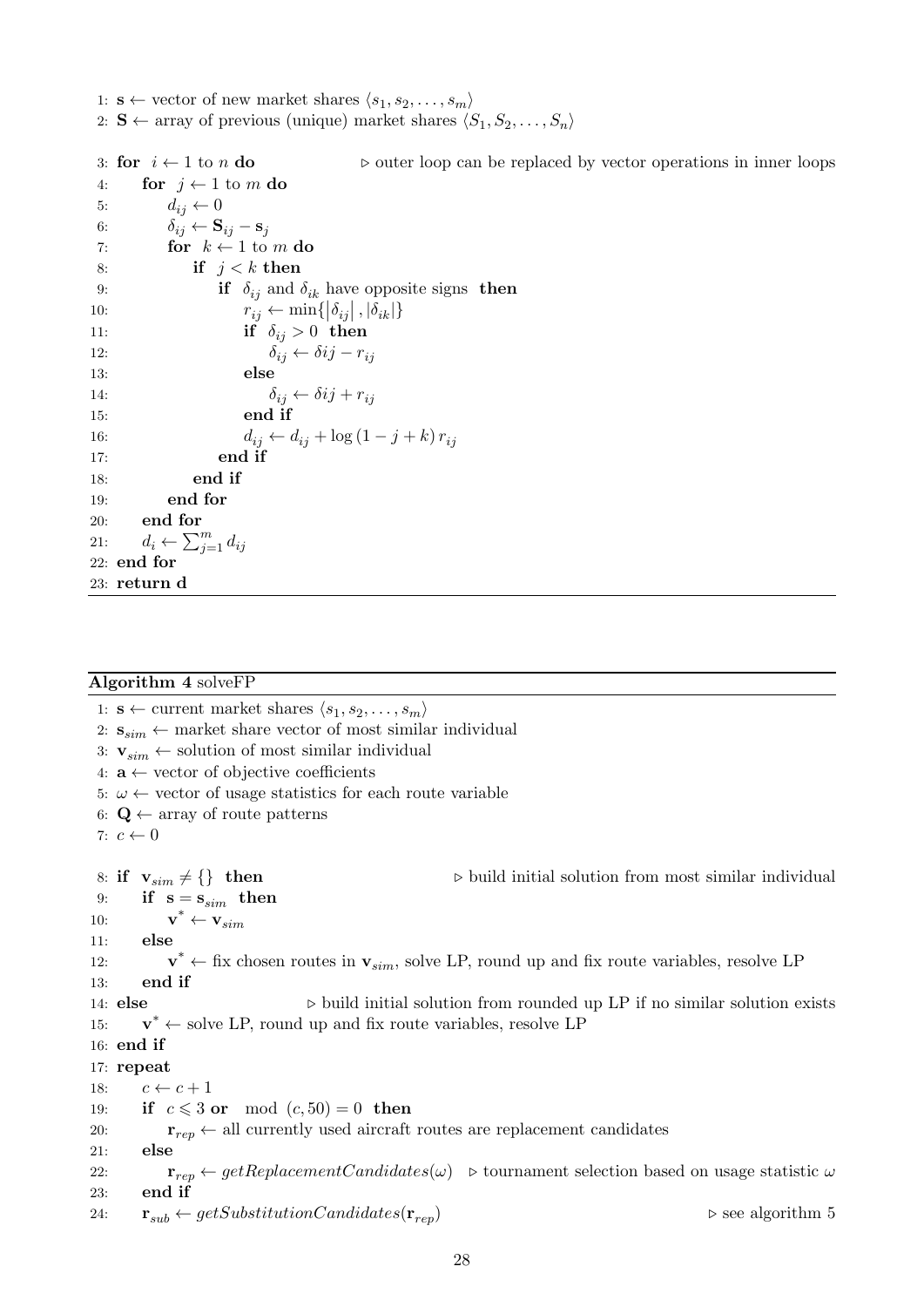```
1: s ← vector of new market shares ⟨s_1, s_2, ..., s_m⟩
2: S ← array of previous (unique) market shares ⟨S_1, S_2, ..., S_n⟩

3: for i ← 1 to n do                ▷ outer loop can be replaced by vector operations in inner loops
4:     for j ← 1 to m do
5:         d_ij ← 0
6:         δ_ij ← S_ij − s_j
7:         for k ← 1 to m do
8:             if j < k then
9:                 if δ_ij and δ_ik have opposite signs then
10:                    r_ij ← min{|δ_ij|, |δ_ik|}
11:                    if δ_ij > 0 then
12:                        δ_ij ← δij − r_ij
13:                    else
14:                        δ_ij ← δij + r_ij
15:                    end if
16:                    d_ij ← d_ij + log(1 − j + k) r_ij
17:                end if
18:            end if
19:        end for
20:    end for
21:    d_i ← Σ_{j=1}^{m} d_ij
22: end for
23: return d
```

**Algorithm 4** solveFP

```
1: s ← current market shares ⟨s_1, s_2, ..., s_m⟩
2: s_sim ← market share vector of most similar individual
3: v_sim ← solution of most similar individual
4: a ← vector of objective coefficients
5: ω ← vector of usage statistics for each route variable
6: Q ← array of route patterns
7: c ← 0

8: if v_sim ≠ {} then                        ▷ build initial solution from most similar individual
9:     if s = s_sim then
10:        v* ← v_sim
11:    else
12:        v* ← fix chosen routes in v_sim, solve LP, round up and fix route variables, resolve LP
13:    end if
14: else                  ▷ build initial solution from rounded up LP if no similar solution exists
15:    v* ← solve LP, round up and fix route variables, resolve LP
16: end if
17: repeat
18:    c ← c + 1
19:    if c ⩽ 3 or mod (c, 50) = 0 then
20:        r_rep ← all currently used aircraft routes are replacement candidates
21:    else
22:        r_rep ← getReplacementCandidates(ω)   ▷ tournament selection based on usage statistic ω
23:    end if
24:    r_sub ← getSubstitutionCandidates(r_rep)                              ▷ see algorithm 5
```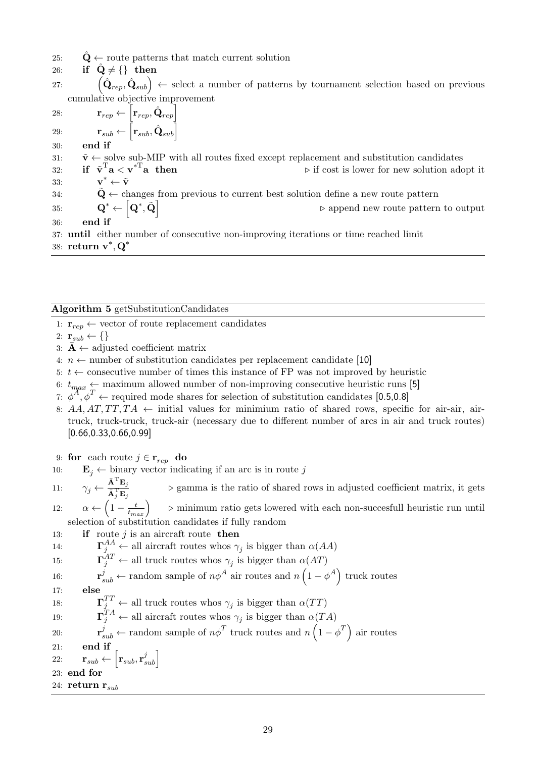25: $\hat{\mathbf{Q}} \leftarrow$ route patterns that match current solution

26: **if** $\hat{\mathbf{Q}} \neq \{\}$ **then**

27: $\left(\hat{\mathbf{Q}}_{rep}, \hat{\mathbf{Q}}_{sub}\right) \leftarrow$ select a number of patterns by tournament selection based on previous cumulative objective improvement

28: $\mathbf{r}_{rep} \leftarrow \left[\mathbf{r}_{rep}, \hat{\mathbf{Q}}_{rep}\right]$

29: $\mathbf{r}_{sub} \leftarrow \left[\mathbf{r}_{sub}, \hat{\mathbf{Q}}_{sub}\right]$

30: **end if**

31: $\tilde{\mathbf{v}} \leftarrow$ solve sub-MIP with all routes fixed except replacement and substitution candidates

32: **if** $\tilde{\mathbf{v}}^{\mathrm{T}}\mathbf{a} < \mathbf{v}^{*\mathrm{T}}\mathbf{a}$ **then** ▷ if cost is lower for new solution adopt it

33: $\mathbf{v}^* \leftarrow \tilde{\mathbf{v}}$

34: $\tilde{\mathbf{Q}} \leftarrow$ changes from previous to current best solution define a new route pattern

35: $\mathbf{Q}^* \leftarrow \left[\mathbf{Q}^*, \tilde{\mathbf{Q}}\right]$ ▷ append new route pattern to output

36: **end if**

37: **until** either number of consecutive non-improving iterations or time reached limit

38: **return** $\mathbf{v}^*, \mathbf{Q}^*$

**Algorithm 5** getSubstitutionCandidates

1: $\mathbf{r}_{rep} \leftarrow$ vector of route replacement candidates

2: $\mathbf{r}_{sub} \leftarrow \{\}$

3: $\bar{\mathbf{A}} \leftarrow$ adjusted coefficient matrix

4: $n \leftarrow$ number of substitution candidates per replacement candidate [10]

5: $t \leftarrow$ consecutive number of times this instance of FP was not improved by heuristic

6: $t_{max} \leftarrow$ maximum allowed number of non-improving consecutive heuristic runs [5]

7: $\phi^A, \phi^T \leftarrow$ required mode shares for selection of substitution candidates [0.5,0.8]

8: $AA, AT, TT, TA \leftarrow$ initial values for minimium ratio of shared rows, specific for air-air, air-truck, truck-truck, truck-air (necessary due to different number of arcs in air and truck routes) [0.66,0.33,0.66,0.99]

9: **for** each route $j \in \mathbf{r}_{rep}$ **do**

10: $\mathbf{E}_j \leftarrow$ binary vector indicating if an arc is in route $j$

11: $\gamma_j \leftarrow \frac{\bar{\mathbf{A}}^{\mathrm{T}}\mathbf{E}_j}{\bar{\mathbf{A}}_j^{\mathrm{T}}\mathbf{E}_j}$ ▷ gamma is the ratio of shared rows in adjusted coefficient matrix, it gets

12: $\alpha \leftarrow \left(1 - \frac{t}{t_{max}}\right)$ ▷ minimum ratio gets lowered with each non-succesfull heuristic run until selection of substitution candidates if fully random

13: **if** route $j$ is an aircraft route **then**

14: $\mathbf{\Gamma}_j^{AA} \leftarrow$ all aircraft routes whos $\gamma_j$ is bigger than $\alpha(AA)$

15: $\mathbf{\Gamma}_j^{AT} \leftarrow$ all truck routes whos $\gamma_j$ is bigger than $\alpha(AT)$

16: $\mathbf{r}_{sub}^j \leftarrow$ random sample of $n\phi^A$ air routes and $n\left(1 - \phi^A\right)$ truck routes

17: **else**

18: $\mathbf{\Gamma}_j^{TT} \leftarrow$ all truck routes whos $\gamma_j$ is bigger than $\alpha(TT)$

19: $\mathbf{\Gamma}_j^{TA} \leftarrow$ all aircraft routes whos $\gamma_j$ is bigger than $\alpha(TA)$

20: $\mathbf{r}_{sub}^j \leftarrow$ random sample of $n\phi^T$ truck routes and $n\left(1 - \phi^T\right)$ air routes

21: **end if**

22: $\mathbf{r}_{sub} \leftarrow \left[\mathbf{r}_{sub}, \mathbf{r}_{sub}^j\right]$

23: **end for**

24: **return** $\mathbf{r}_{sub}$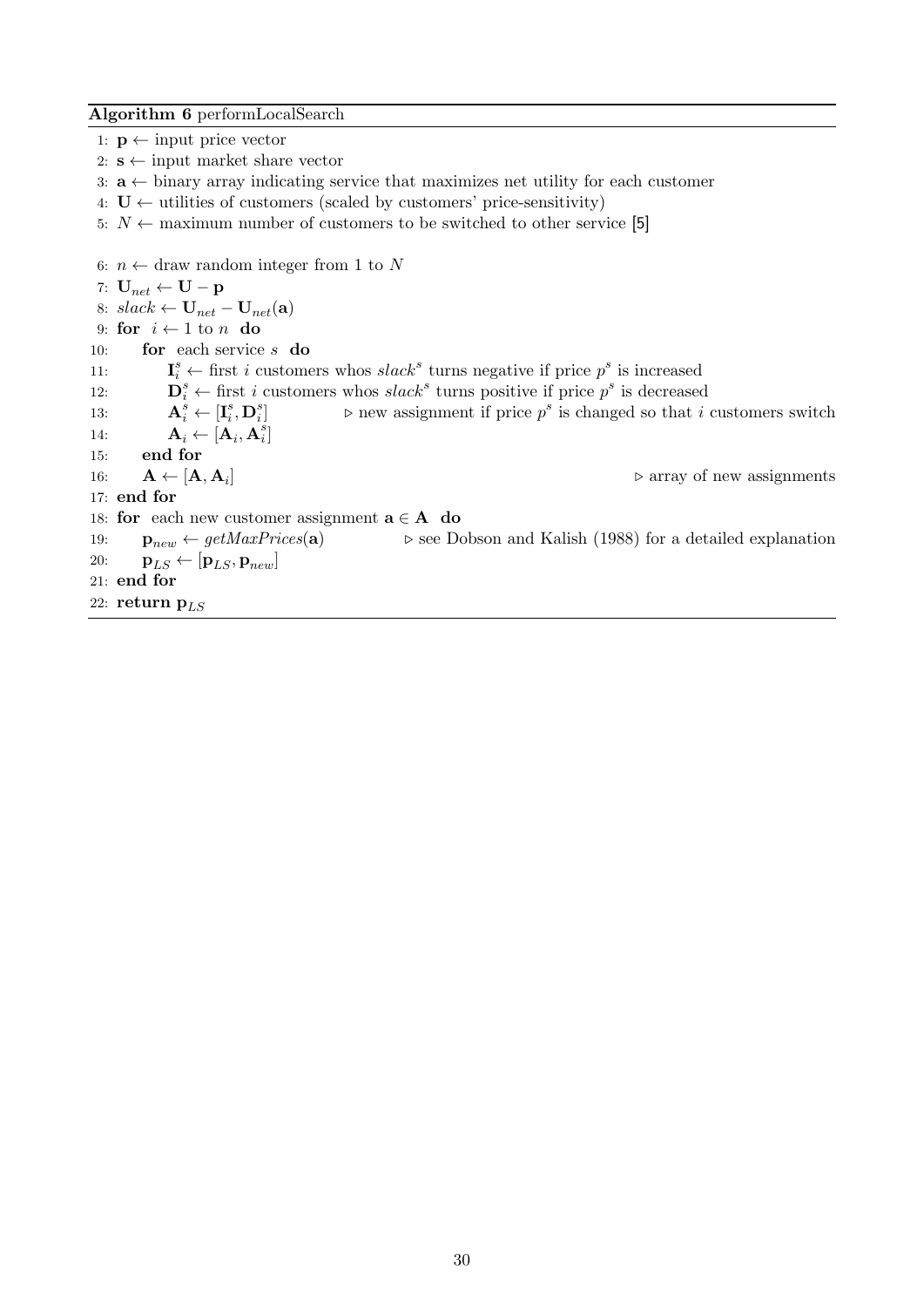**Algorithm 6** performLocalSearch

```
1: p ← input price vector
2: s ← input market share vector
3: a ← binary array indicating service that maximizes net utility for each customer
4: U ← utilities of customers (scaled by customers' price-sensitivity)
5: N ← maximum number of customers to be switched to other service [5]

6: n ← draw random integer from 1 to N
7: U_net ← U − p
8: slack ← U_net − U_net(a)
9: for i ← 1 to n do
10:     for each service s do
11:         I_i^s ← first i customers whos slack^s turns negative if price p^s is increased
12:         D_i^s ← first i customers whos slack^s turns positive if price p^s is decreased
13:         A_i^s ← [I_i^s, D_i^s]      ▷ new assignment if price p^s is changed so that i customers switch
14:         A_i ← [A_i, A_i^s]
15:     end for
16:     A ← [A, A_i]                    ▷ array of new assignments
17: end for
18: for each new customer assignment a ∈ A do
19:     p_new ← getMaxPrices(a)         ▷ see Dobson and Kalish (1988) for a detailed explanation
20:     p_LS ← [p_LS, p_new]
21: end for
22: return p_LS
```